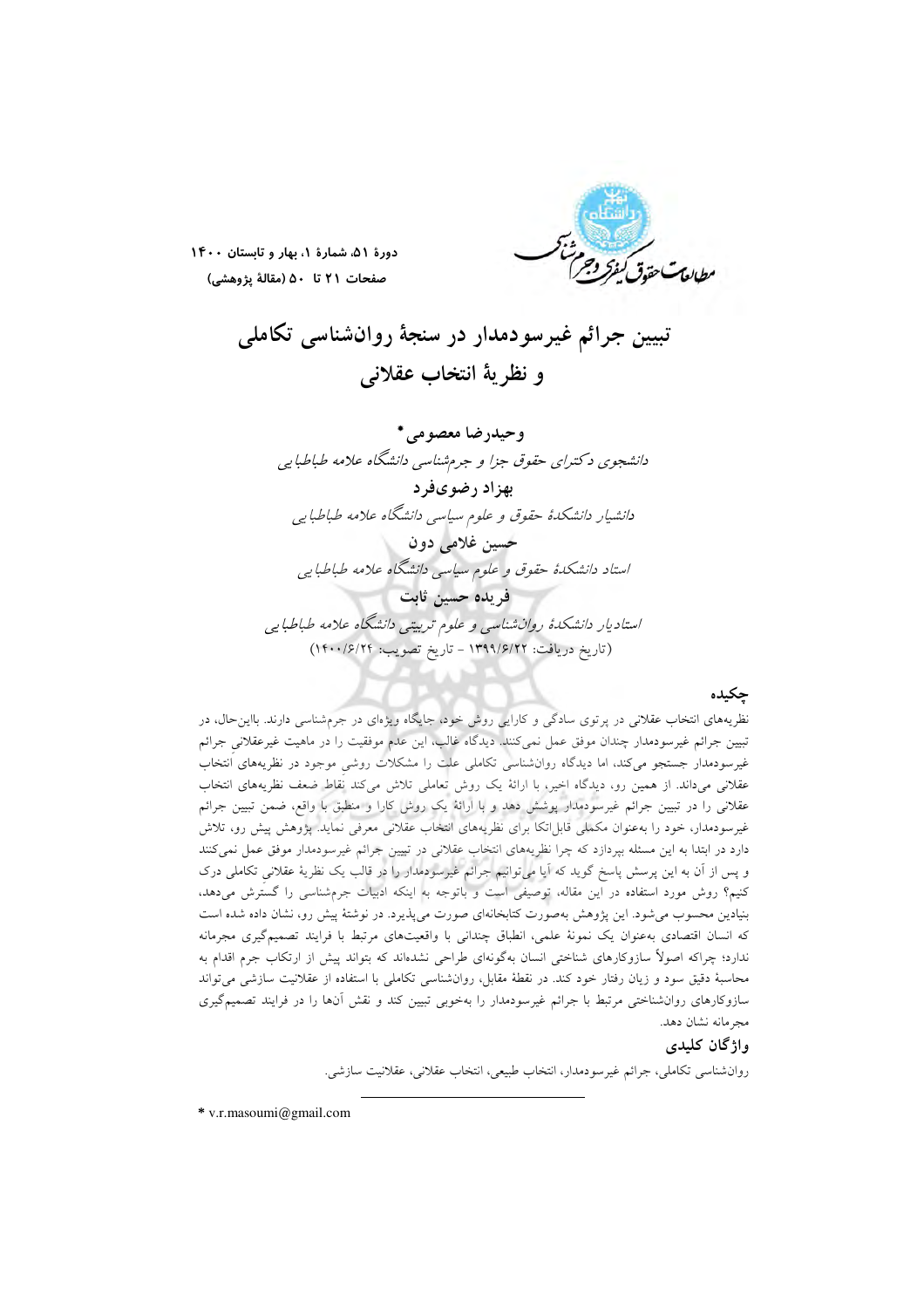# تبیین جرائم غیرسودمدار در سنجهٔ روان‌شناسی تکاملی و نظریهٔ انتخاب عقلانی

**وحیدرضا معصومی***

*دانشجوی دکترای حقوق جزا و جرم‌شناسی دانشگاه علامه طباطبایی*

**بهزاد رضوی‌فرد**

*دانشیار دانشکدهٔ حقوق و علوم سیاسی دانشگاه علامه طباطبایی*

**حسین غلامی دون**

*استاد دانشکدهٔ حقوق و علوم سیاسی دانشگاه علامه طباطبایی*

**فریده حسین ثابت**

*استادیار دانشکدهٔ روان‌شناسی و علوم تربیتی دانشگاه علامه طباطبایی*

(تاریخ دریافت: ۱۳۹۹/۶/۲۲ - تاریخ تصویب: ۱۴۰۰/۶/۲۴)

## چکیده

نظریه‌های انتخاب عقلانی در پرتوی سادگی و کارایی روش خود، جایگاه ویژه‌ای در جرم‌شناسی دارند. بااین‌حال، در تبیین جرائم غیرسودمدار چندان موفق عمل نمی‌کنند. دیدگاه غالب، این عدم موفقیت را در ماهیت غیرعقلانیِ جرائم غیرسودمدار جستجو می‌کند، اما دیدگاه روان‌شناسی تکاملی علت را مشکلات روشیِ موجود در نظریه‌های انتخاب عقلانی می‌داند. از همین رو، دیدگاه اخیر، با ارائهٔ یک روش تعاملی تلاش می‌کند نقاط ضعف نظریه‌های انتخاب عقلانی را در تبیین جرائم غیرسودمدار پوشش دهد و با ارائهٔ یک روش کارا و منطبق با واقع، ضمن تبیین جرائم غیرسودمدار، خود را به‌عنوان مکملی قابل‌اتکا برای نظریه‌های انتخاب عقلانی معرفی نماید. پژوهش پیش رو، تلاش دارد در ابتدا به این مسئله بپردازد که چرا نظریه‌های انتخاب عقلانی در تبیین جرائم غیرسودمدار موفق عمل نمی‌کنند و پس از آن به این پرسش پاسخ گوید که آیا می‌توانیم جرائم غیرسودمدار را در قالب یک نظریهٔ عقلانیِ تکاملی درک کنیم؟ روش مورد استفاده در این مقاله، توصیفی است و باتوجه به اینکه ادبیات جرم‌شناسی را گسترش می‌دهد، بنیادین محسوب می‌شود. این پژوهش به‌صورت کتابخانه‌ای صورت می‌پذیرد. در نوشتهٔ پیش رو، نشان داده شده است که انسان اقتصادی به‌عنوان یک نمونهٔ علمی، انطباق چندانی با واقعیت‌های مرتبط با فرایند تصمیم‌گیری مجرمانه ندارد؛ چراکه اصولاً سازوکارهای شناختی انسان به‌گونه‌ای طراحی نشده‌اند که بتواند پیش از ارتکاب جرم اقدام به محاسبهٔ دقیق سود و زیان رفتار خود کند. در نقطهٔ مقابل، روان‌شناسی تکاملی با استفاده از عقلانیت سازشی می‌تواند سازوکارهای روان‌شناختی مرتبط با جرائم غیرسودمدار را به‌خوبی تبیین کند و نقش آن‌ها را در فرایند تصمیم‌گیری مجرمانه نشان دهد.

### واژگان کلیدی

روان‌شناسی تکاملی، جرائم غیرسودمدار، انتخاب طبیعی، انتخاب عقلانی، عقلانیت سازشی.

---

\* v.r.masoumi@gmail.com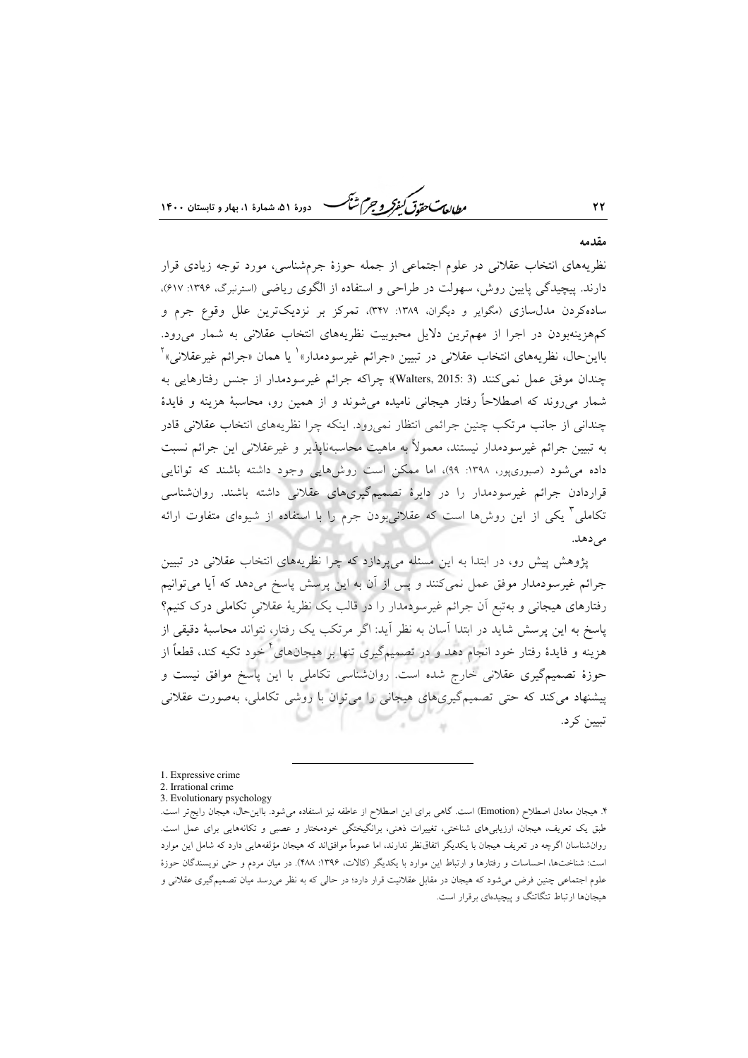## مقدمه

نظریه‌های انتخاب عقلانی در علوم اجتماعی از جمله حوزهٔ جرم‌شناسی، مورد توجه زیادی قرار دارند. پیچیدگی پایین روش، سهولت در طراحی و استفاده از الگوی ریاضی (استرنبرگ، ۱۳۹۶: ۶۱۷)، ساده‌کردن مدل‌سازی (مگوایر و دیگران، ۱۳۸۹: ۳۴۷)، تمرکز بر نزدیک‌ترین علل وقوع جرم و کم‌هزینه‌بودن در اجرا از مهم‌ترین دلایل محبوبیت نظریه‌های انتخاب عقلانی به شمار می‌رود. بااین‌حال، نظریه‌های انتخاب عقلانی در تبیین «جرائم غیرسودمدار»[1] یا همان «جرائم غیرعقلانی»[2] چندان موفق عمل نمی‌کنند (Walters, 2015: 3)؛ چراکه جرائم غیرسودمدار از جنس رفتارهایی به شمار می‌روند که اصطلاحاً رفتار هیجانی نامیده می‌شوند و از همین رو، محاسبهٔ هزینه و فایدهٔ چندانی از جانب مرتکب چنین جرائمی انتظار نمی‌رود. اینکه چرا نظریه‌های انتخاب عقلانی قادر به تبیین جرائم غیرسودمدار نیستند، معمولاً به ماهیت محاسبه‌ناپذیر و غیرعقلانی این جرائم نسبت داده می‌شود (صبوری‌پور، ۱۳۹۸: ۹۹)، اما ممکن است روش‌هایی وجود داشته باشند که توانایی قراردادن جرائم غیرسودمدار را در دایرهٔ تصمیم‌گیری‌های عقلانی داشته باشند. روان‌شناسی تکاملی[3] یکی از این روش‌ها است که عقلانی‌بودن جرم را با استفاده از شیوه‌ای متفاوت ارائه می‌دهد.

پژوهش پیش رو، در ابتدا به این مسئله می‌پردازد که چرا نظریه‌های انتخاب عقلانی در تبیین جرائم غیرسودمدار موفق عمل نمی‌کنند و پس از آن به این پرسش پاسخ می‌دهد که آیا می‌توانیم رفتارهای هیجانی و به‌تبع آن جرائم غیرسودمدار را در قالب یک نظریهٔ عقلانیِ تکاملی درک کنیم؟ پاسخ به این پرسش شاید در ابتدا آسان به نظر آید: اگر مرتکب یک رفتار، نتواند محاسبهٔ دقیقی از هزینه و فایدهٔ رفتار خود انجام دهد و در تصمیم‌گیری تنها بر هیجان‌های[4] خود تکیه کند، قطعاً از حوزهٔ تصمیم‌گیری عقلانی خارج شده است. روان‌شناسی تکاملی با این پاسخ موافق نیست و پیشنهاد می‌کند که حتی تصمیم‌گیری‌های هیجانی را می‌توان با روشی تکاملی، به‌صورت عقلانی تبیین کرد.

---

1. Expressive crime
2. Irrational crime
3. Evolutionary psychology
۴. هیجان معادل اصطلاح (Emotion) است. گاهی برای این اصطلاح از عاطفه نیز استفاده می‌شود. بااین‌حال، هیجان رایج‌تر است. طبق یک تعریف، هیجان، ارزیابی‌های شناختی، تغییرات ذهنی، برانگیختگی خودمختار و عصبی و تکانه‌هایی برای عمل است. روان‌شناسان اگرچه در تعریف هیجان با یکدیگر اتفاق‌نظر ندارند، اما عموماً موافق‌اند که هیجان مؤلفه‌هایی دارد که شامل این موارد است: شناخت‌ها، احساسات و رفتارها و ارتباط این موارد با یکدیگر (کالات، ۱۳۹۶: ۴۸۸). در میان مردم و حتی نویسندگان حوزهٔ علوم اجتماعی چنین فرض می‌شود که هیجان در مقابل عقلانیت قرار دارد؛ در حالی که به نظر می‌رسد میان تصمیم‌گیری عقلانی و هیجان‌ها ارتباط تنگاتنگ و پیچیده‌ای برقرار است.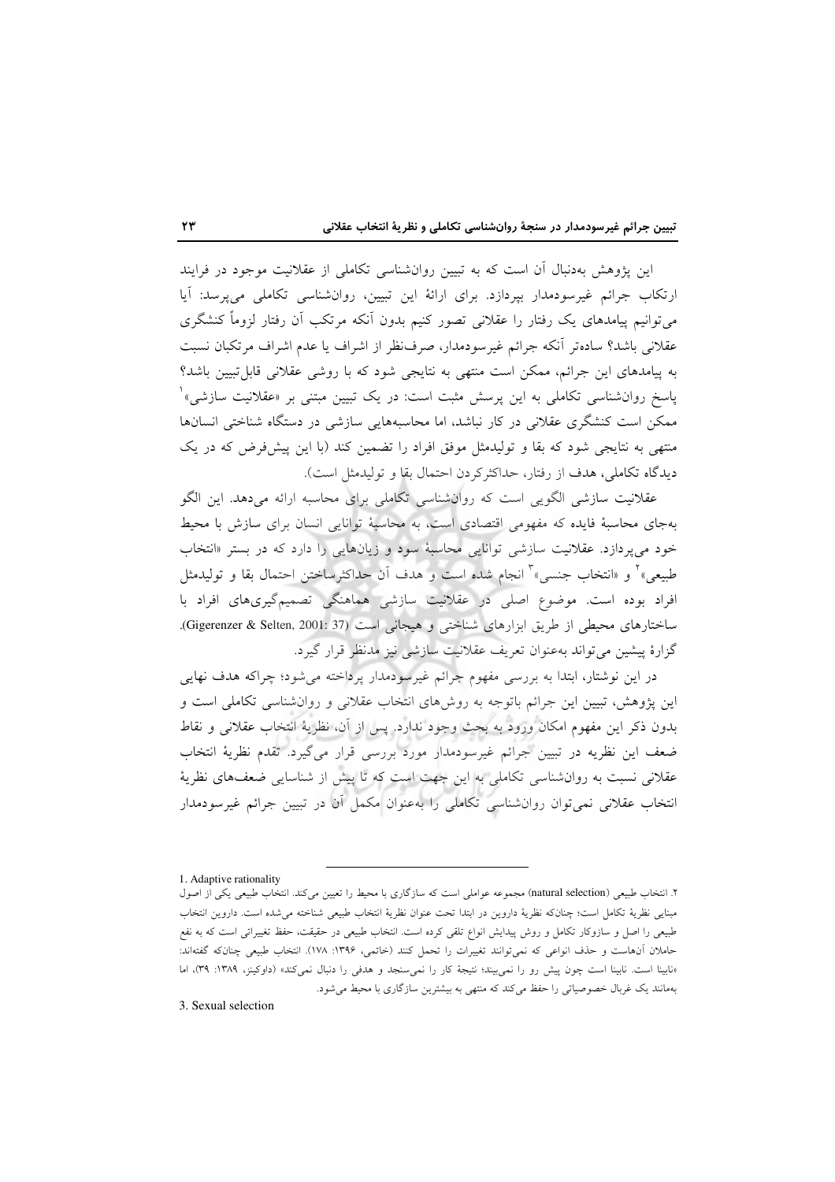این پژوهش به‌دنبال آن است که به تبیین روان‌شناسی تکاملی از عقلانیت موجود در فرایند ارتکاب جرائم غیرسودمدار بپردازد. برای ارائهٔ این تبیین، روان‌شناسی تکاملی می‌پرسد: آیا می‌توانیم پیامدهای یک رفتار را عقلانی تصور کنیم بدون آنکه مرتکب آن رفتار لزوماً کنشگری عقلانی باشد؟ ساده‌تر آنکه جرائم غیرسودمدار، صرف‌نظر از اشراف یا عدم اشراف مرتکبان نسبت به پیامدهای این جرائم، ممکن است منتهی به نتایجی شود که با روشی عقلانی قابل‌تبیین باشد؟ پاسخ روان‌شناسی تکاملی به این پرسش مثبت است: در یک تبیین مبتنی بر «عقلانیت سازشی»[1] ممکن است کنشگری عقلانی در کار نباشد، اما محاسبه‌هایی سازشی در دستگاه شناختی انسان‌ها منتهی به نتایجی شود که بقا و تولیدمثل موفق افراد را تضمین کند (با این پیش‌فرض که در یک دیدگاه تکاملی، هدف از رفتار، حداکثرکردن احتمال بقا و تولیدمثل است).

عقلانیت سازشی الگویی است که روان‌شناسی تکاملی برای محاسبه ارائه می‌دهد. این الگو به‌جای محاسبهٔ فایده که مفهومی اقتصادی است، به محاسبهٔ توانایی انسان برای سازش با محیط خود می‌پردازد. عقلانیت سازشی توانایی محاسبهٔ سود و زیان‌هایی را دارد که در بستر «انتخاب طبیعی»[2] و «انتخاب جنسی»[3] انجام شده است و هدف آن حداکثرساختن احتمال بقا و تولیدمثل افراد بوده است. موضوع اصلی در عقلانیت سازشی هماهنگی تصمیم‌گیری‌های افراد با ساختارهای محیطی از طریق ابزارهای شناختی و هیجانی است (Gigerenzer & Selten, 2001: 37). گزارهٔ پیشین می‌تواند به‌عنوان تعریف عقلانیت سازشی نیز مدنظر قرار گیرد.

در این نوشتار، ابتدا به بررسی مفهوم جرائم غیرسودمدار پرداخته می‌شود؛ چراکه هدف نهایی این پژوهش، تبیین این جرائم باتوجه به روش‌های انتخاب عقلانی و روان‌شناسی تکاملی است و بدون ذکر این مفهوم امکان ورود به بحث وجود ندارد. پس از آن، نظریهٔ انتخاب عقلانی و نقاط ضعف این نظریه در تبیین جرائم غیرسودمدار مورد بررسی قرار می‌گیرد. تقدم نظریهٔ انتخاب عقلانی نسبت به روان‌شناسی تکاملی به این جهت است که تا پیش از شناسایی ضعف‌های نظریهٔ انتخاب عقلانی نمی‌توان روان‌شناسی تکاملی را به‌عنوان مکمل آن در تبیین جرائم غیرسودمدار

---

1. Adaptive rationality

۲. انتخاب طبیعی (natural selection) مجموعه عواملی است که سازگاری با محیط را تعیین می‌کند. انتخاب طبیعی یکی از اصول مبنایی نظریهٔ تکامل است؛ چنانکه نظریهٔ داروین در ابتدا تحت عنوان نظریهٔ انتخاب طبیعی شناخته می‌شده است. داروین انتخاب طبیعی را اصل و سازوکار تکامل و روش پیدایش انواع تلقی کرده است. انتخاب طبیعی در حقیقت، حفظ تغییراتی است که به نفع حاملان آن‌هاست و حذف انواعی که نمی‌توانند تغییرات را تحمل کنند (خاتمی، ۱۳۹۶: ۱۷۸). انتخاب طبیعی چنانکه گفته‌اند: «نابینا است. نابینا است چون پیش رو را نمی‌بیند؛ نتیجهٔ کار را نمی‌سنجد و هدفی را دنبال نمی‌کند» (داوکینز، ۱۳۸۹: ۳۹)، اما به‌مانند یک غربال خصوصیاتی را حفظ می‌کند که منتهی به بیشترین سازگاری با محیط می‌شود.

3. Sexual selection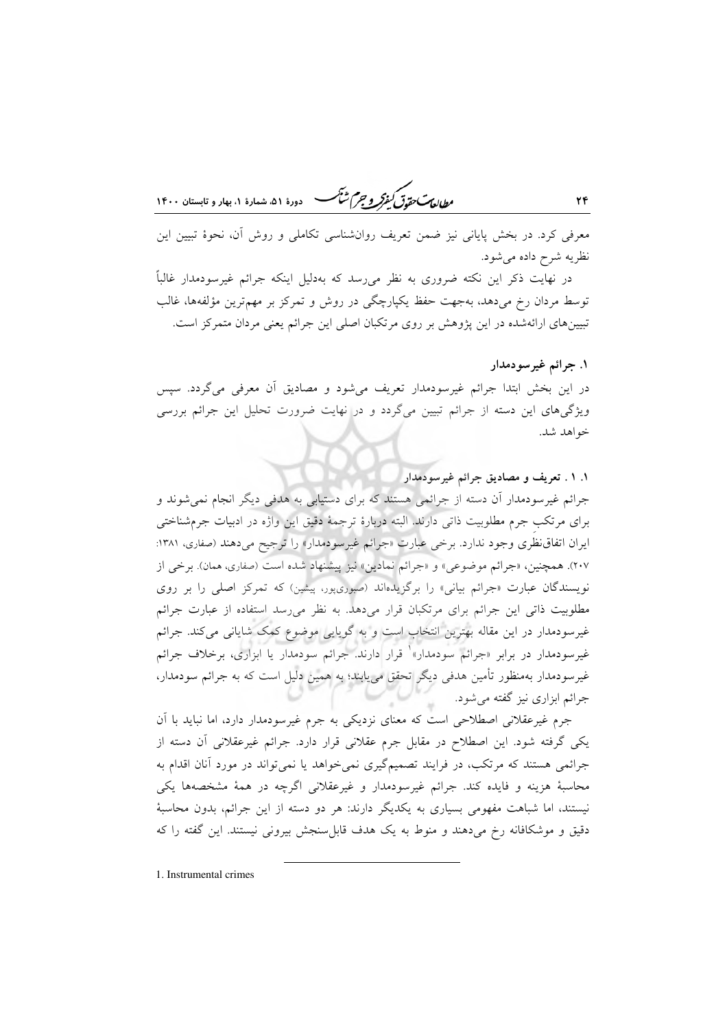معرفی کرد. در بخش پایانی نیز ضمن تعریف روانشناسی تکاملی و روش آن، نحوهٔ تبیین این نظریه شرح داده می‌شود.

در نهایت ذکر این نکته ضروری به نظر می‌رسد که به‌دلیل اینکه جرائم غیرسودمدار غالباً توسط مردان رخ می‌دهد، به‌جهت حفظ یکپارچگی در روش و تمرکز بر مهم‌ترین مؤلفه‌ها، غالب تبیین‌های ارائه‌شده در این پژوهش بر روی مرتکبان اصلی این جرائم یعنی مردان متمرکز است.

## ۱. جرائم غیرسودمدار

در این بخش ابتدا جرائم غیرسودمدار تعریف می‌شود و مصادیق آن معرفی می‌گردد. سپس ویژگی‌های این دسته از جرائم تبیین می‌گردد و در نهایت ضرورت تحلیل این جرائم بررسی خواهد شد.

### ۱. ۱. تعریف و مصادیق جرائم غیرسودمدار

جرائم غیرسودمدار آن دسته از جرائمی هستند که برای دستیابی به هدفی دیگر انجام نمی‌شوند و برای مرتکبِ جرم مطلوبیت ذاتی دارند. البته دربارهٔ ترجمهٔ دقیق این واژه در ادبیات جرم‌شناختی ایران اتفاق‌نظری وجود ندارد. برخی عبارت «جرائم غیرسودمدار» را ترجیح می‌دهند (صفاری، ۱۳۸۱: ۲۰۷). همچنین، «جرائم موضوعی» و «جرائم نمادین» نیز پیشنهاد شده است (صفاری، همان). برخی از نویسندگان عبارت «جرائم بیانی» را برگزیده‌اند (صبوری‌پور، پیشین) که تمرکز اصلی را بر روی مطلوبیت ذاتی این جرائم برای مرتکبان قرار می‌دهد. به نظر می‌رسد استفاده از عبارت جرائم غیرسودمدار در این مقاله بهترین انتخاب است و به گویایی موضوع کمک شایانی می‌کند. جرائم غیرسودمدار در برابر «جرائم سودمدار»[1] قرار دارند. جرائم سودمدار یا ابزاری، برخلاف جرائم غیرسودمدار به‌منظور تأمین هدفی دیگر تحقق می‌یابند؛ به همین دلیل است که به جرائم سودمدار، جرائم ابزاری نیز گفته می‌شود.

جرم غیرعقلانی اصطلاحی است که معنای نزدیکی به جرم غیرسودمدار دارد، اما نباید با آن یکی گرفته شود. این اصطلاح در مقابل جرم عقلانی قرار دارد. جرائم غیرعقلانی آن دسته از جرائمی هستند که مرتکب، در فرایند تصمیم‌گیری نمی‌خواهد یا نمی‌تواند در مورد آنان اقدام به محاسبهٔ هزینه و فایده کند. جرائم غیرسودمدار و غیرعقلانی اگرچه در همهٔ مشخصه‌ها یکی نیستند، اما شباهت مفهومی بسیاری به یکدیگر دارند: هر دو دسته از این جرائم، بدون محاسبهٔ دقیق و موشکافانه رخ می‌دهند و منوط به یک هدف قابل‌سنجش بیرونی نیستند. این گفته را که

---

1. Instrumental crimes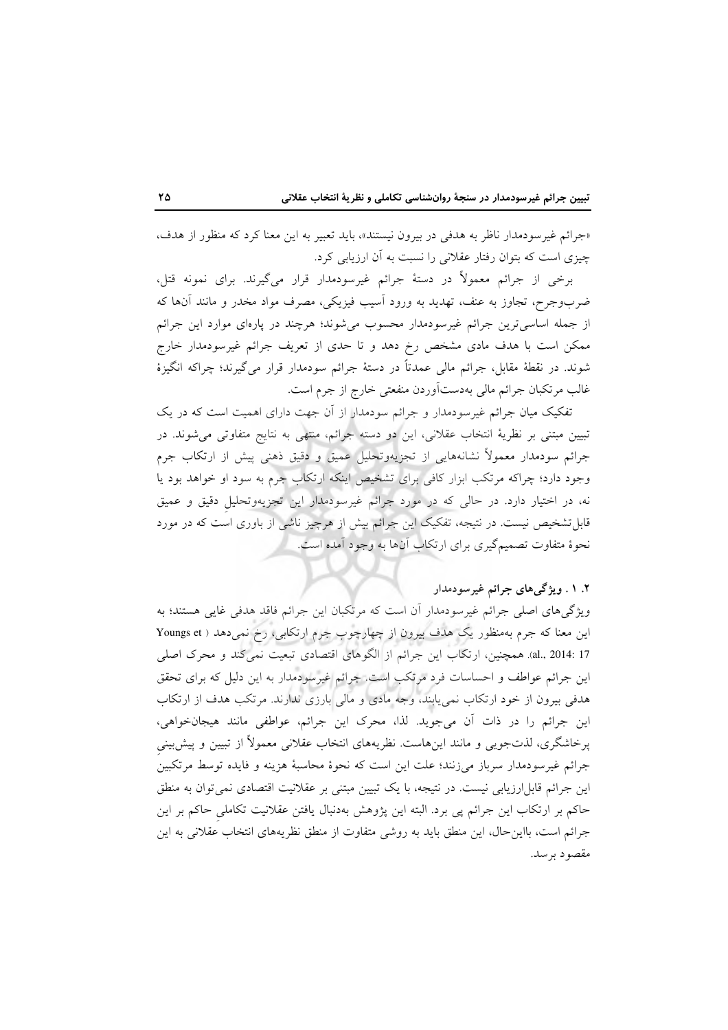«جرائم غیرسودمدار ناظر به هدفی در بیرون نیستند»، باید تعبیر به این معنا کرد که منظور از هدف، چیزی است که بتوان رفتار عقلانی را نسبت به آن ارزیابی کرد.

برخی از جرائم معمولاً در دستهٔ جرائم غیرسودمدار قرار می‌گیرند. برای نمونه قتل، ضرب‌وجرح، تجاوز به عنف، تهدید به ورود آسیب فیزیکی، مصرف مواد مخدر و مانند آن‌ها که از جمله اساسی‌ترین جرائم غیرسودمدار محسوب می‌شوند؛ هرچند در پاره‌ای موارد این جرائم ممکن است با هدف مادی مشخص رخ دهد و تا حدی از تعریف جرائم غیرسودمدار خارج شوند. در نقطهٔ مقابل، جرائم مالی عمدتاً در دستهٔ جرائم سودمدار قرار می‌گیرند؛ چراکه انگیزهٔ غالب مرتکبان جرائم مالی به‌دست‌آوردن منفعتی خارج از جرم است.

تفکیک میان جرائم غیرسودمدار و جرائم سودمدار از آن جهت دارای اهمیت است که در یک تبیین مبتنی بر نظریهٔ انتخاب عقلانی، این دو دسته جرائم، منتهی به نتایج متفاوتی می‌شوند. در جرائم سودمدار معمولاً نشانه‌هایی از تجزیه‌وتحلیل عمیق و دقیق ذهنی پیش از ارتکاب جرم وجود دارد؛ چراکه مرتکب ابزار کافی برای تشخیص اینکه ارتکاب جرم به سود او خواهد بود یا نه، در اختیار دارد. در حالی که در مورد جرائم غیرسودمدار این تجزیه‌وتحلیلِ دقیق و عمیق قابل‌تشخیص نیست. در نتیجه، تفکیک این جرائم بیش از هرچیز ناشی از باوری است که در مورد نحوهٔ متفاوت تصمیم‌گیری برای ارتکاب آن‌ها به وجود آمده است.

### ۲. ۱. ویژگی‌های جرائم غیرسودمدار

ویژگی‌های اصلی جرائم غیرسودمدار آن است که مرتکبان این جرائم فاقد هدفی غایی هستند؛ به این معنا که جرم به‌منظور یک هدف بیرون از چهارچوب جرم ارتکابی، رخ نمی‌دهد (Youngs et al., 2014: 17). همچنین، ارتکاب این جرائم از الگوهای اقتصادی تبعیت نمی‌کند و محرک اصلی این جرائم عواطف و احساسات فرد مرتکب است. جرائم غیرسودمدار به این دلیل که برای تحقق هدفی بیرون از خود ارتکاب نمی‌یابند، وجه مادی و مالی بارزی ندارند. مرتکب هدف از ارتکاب این جرائم را در ذات آن می‌جوید. لذا، محرک این جرائم، عواطفی مانند هیجان‌خواهی، پرخاشگری، لذت‌جویی و مانند این‌هاست. نظریه‌های انتخاب عقلانی معمولاً از تبیین و پیش‌بینیِ جرائم غیرسودمدار سرباز می‌زنند؛ علت این است که نحوهٔ محاسبهٔ هزینه و فایده توسط مرتکبین این جرائم قابل‌ارزیابی نیست. در نتیجه، با یک تبیین مبتنی بر عقلانیت اقتصادی نمی‌توان به منطق حاکم بر ارتکاب این جرائم پی برد. البته این پژوهش به‌دنبال یافتن عقلانیت تکاملیِ حاکم بر این جرائم است، بااین‌حال، این منطق باید به روشی متفاوت از منطق نظریه‌های انتخاب عقلانی به این مقصود برسد.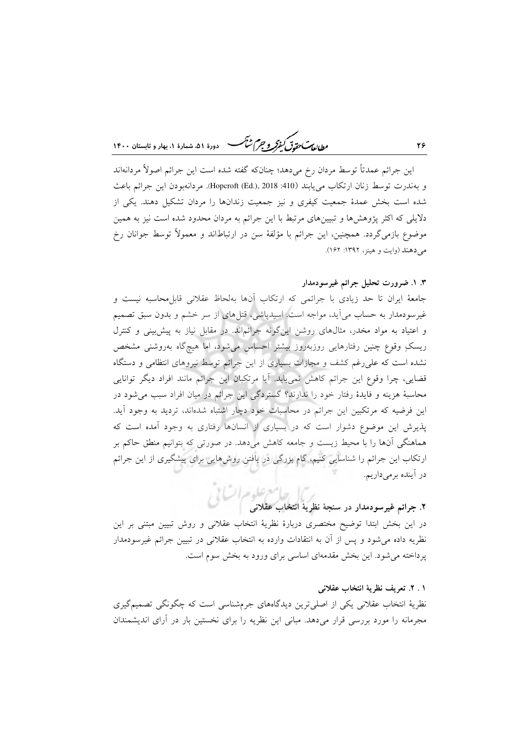این جرائم عمدتاً توسط مردان رخ می‌دهد؛ چنان‌که گفته شده است این جرائم اصولاً مردانه‌اند و به‌ندرت توسط زنان ارتکاب می‌یابند (Hopcroft (Ed.), 2018: 410). مردانه‌بودن این جرائم باعث شده است بخش عمدهٔ جمعیت کیفری و نیز جمعیت زندان‌ها را مردان تشکیل دهند. یکی از دلایلی که اکثر پژوهش‌ها و تبیین‌های مرتبط با این جرائم به مردان محدود شده است نیز به همین موضوع بازمی‌گردد. همچنین، این جرائم با مؤلفهٔ سن در ارتباط‌اند و معمولاً توسط جوانان رخ می‌دهند (وایت و هینز، ۱۳۹۲: ۱۶۲).

### ۳. ۱. ضرورت تحلیل جرائم غیرسودمدار

جامعهٔ ایران تا حد زیادی با جرائمی که ارتکاب آن‌ها به‌لحاظ عقلانی قابل‌محاسبه نیست و غیرسودمدار به حساب می‌آید، مواجه است. اسیدپاشی، قتل‌های از سر خشم و بدون سبق تصمیم و اعتیاد به مواد مخدر، مثال‌های روشن این‌گونه جرائم‌اند. در مقابل نیاز به پیش‌بینی و کنترل ریسکِ وقوع چنین رفتارهایی روزبه‌روز بیشتر احساس می‌شود، اما هیچ‌گاه به‌روشنی مشخص نشده است که علی‌رغم کشف و مجازات بسیاری از این جرائم توسط نیروهای انتظامی و دستگاه قضایی، چرا وقوع این جرائم کاهش نمی‌یابد. آیا مرتکبان این جرائم مانند افراد دیگر توانایی محاسبهٔ هزینه و فایدهٔ رفتار خود را ندارند؟ گستردگی این جرائم در میان افراد سبب می‌شود در این فرضیه که مرتکبین این جرائم در محاسبات خود دچار اشتباه شده‌اند، تردید به وجود آید. پذیرش این موضوع دشوار است که در بسیاری از انسان‌ها رفتاری به وجود آمده است که هماهنگی آن‌ها را با محیط زیست و جامعه کاهش می‌دهد. در صورتی که بتوانیم منطق حاکم بر ارتکاب این جرائم را شناسایی کنیم، گام بزرگی در یافتن روش‌هایی برای پیشگیری از این جرائم در آینده برمی‌داریم.

## ۲. جرائم غیرسودمدار در سنجهٔ نظریهٔ انتخاب عقلانی

در این بخش ابتدا توضیح مختصری دربارهٔ نظریهٔ انتخاب عقلانی و روش تبیین مبتنی بر این نظریه داده می‌شود و پس از آن به انتقادات وارده به انتخاب عقلانی در تبیین جرائم غیرسودمدار پرداخته می‌شود. این بخش مقدمه‌ای اساسی برای ورود به بخش سوم است.

### ۱ . ۲. تعریف نظریهٔ انتخاب عقلانی

نظریهٔ انتخاب عقلانی یکی از اصلی‌ترین دیدگاه‌های جرم‌شناسی است که چگونگی تصمیم‌گیری مجرمانه را مورد بررسی قرار می‌دهد. مبانی این نظریه را برای نخستین بار در آرای اندیشمندان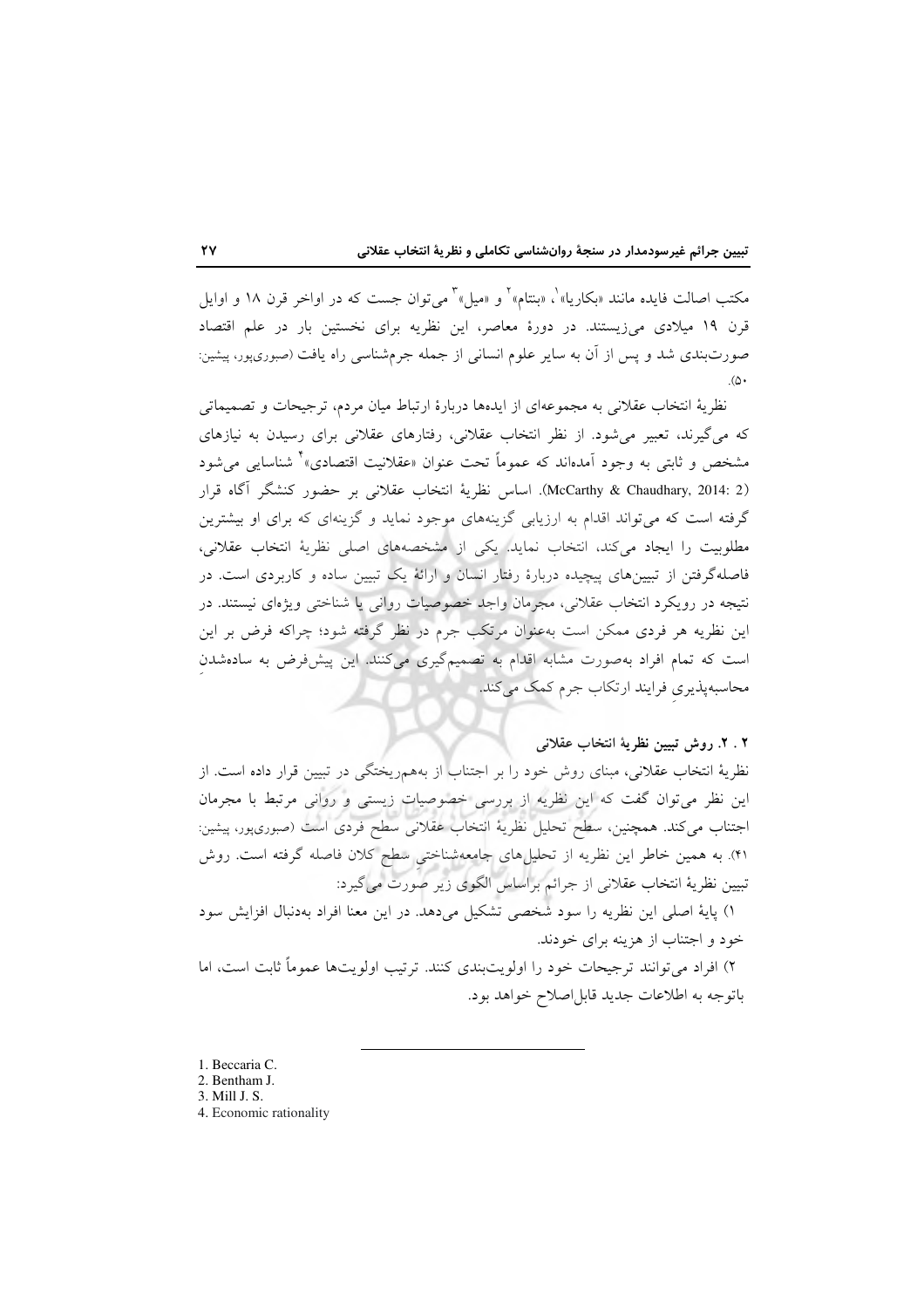مکتب اصالت فایده مانند «بکاریا»[1]، «بنتام»[2] و «میل»[3] می‌توان جست که در اواخر قرن ۱۸ و اوایل قرن ۱۹ میلادی می‌زیستند. در دورهٔ معاصر، این نظریه برای نخستین بار در علم اقتصاد صورت‌بندی شد و پس از آن به سایر علوم انسانی از جمله جرم‌شناسی راه یافت (صبوری‌پور، پیشین: ۵۰).

نظریهٔ انتخاب عقلانی به مجموعه‌ای از ایده‌ها دربارهٔ ارتباط میان مردم، ترجیحات و تصمیماتی که می‌گیرند، تعبیر می‌شود. از نظر انتخاب عقلانی، رفتارهای عقلانی برای رسیدن به نیازهای مشخص و ثابتی به وجود آمده‌اند که عموماً تحت عنوان «عقلانیت اقتصادی»[4] شناسایی می‌شود (McCarthy & Chaudhary, 2014: 2). اساس نظریهٔ انتخاب عقلانی بر حضور کنشگر آگاه قرار گرفته است که می‌تواند اقدام به ارزیابی گزینه‌های موجود نماید و گزینه‌ای که برای او بیشترین مطلوبیت را ایجاد می‌کند، انتخاب نماید. یکی از مشخصه‌های اصلی نظریهٔ انتخاب عقلانی، فاصله‌گرفتن از تبیین‌های پیچیده دربارهٔ رفتار انسان و ارائهٔ یک تبیین ساده و کاربردی است. در نتیجه در رویکرد انتخاب عقلانی، مجرمان واجد خصوصیات روانی یا شناختی ویژه‌ای نیستند. در این نظریه هر فردی ممکن است به‌عنوان مرتکب جرم در نظر گرفته شود؛ چراکه فرض بر این است که تمام افراد به‌صورت مشابه اقدام به تصمیم‌گیری می‌کنند. این پیش‌فرض به ساده‌شدنِ محاسبه‌پذیریِ فرایند ارتکاب جرم کمک می‌کند.

### ۲ . ۲. روش تبیین نظریهٔ انتخاب عقلانی

نظریهٔ انتخاب عقلانی، مبنای روش خود را بر اجتناب از به‌هم‌ریختگی در تبیین قرار داده است. از این نظر می‌توان گفت که این نظریه از بررسی خصوصیات زیستی و روانی مرتبط با مجرمان اجتناب می‌کند. همچنین، سطح تحلیل نظریهٔ انتخاب عقلانی سطح فردی است (صبوری‌پور، پیشین: ۴۱). به همین خاطر این نظریه از تحلیل‌های جامعه‌شناختیِ سطح کلان فاصله گرفته است. روش تبیین نظریهٔ انتخاب عقلانی از جرائم براساس الگوی زیر صورت می‌گیرد:

۱) پایهٔ اصلی این نظریه را سود شخصی تشکیل می‌دهد. در این معنا افراد به‌دنبال افزایش سود خود و اجتناب از هزینه برای خودند.

۲) افراد می‌توانند ترجیحات خود را اولویت‌بندی کنند. ترتیب اولویت‌ها عموماً ثابت است، اما باتوجه به اطلاعات جدید قابل‌اصلاح خواهد بود.

---

1. Beccaria C.
2. Bentham J.
3. Mill J. S.
4. Economic rationality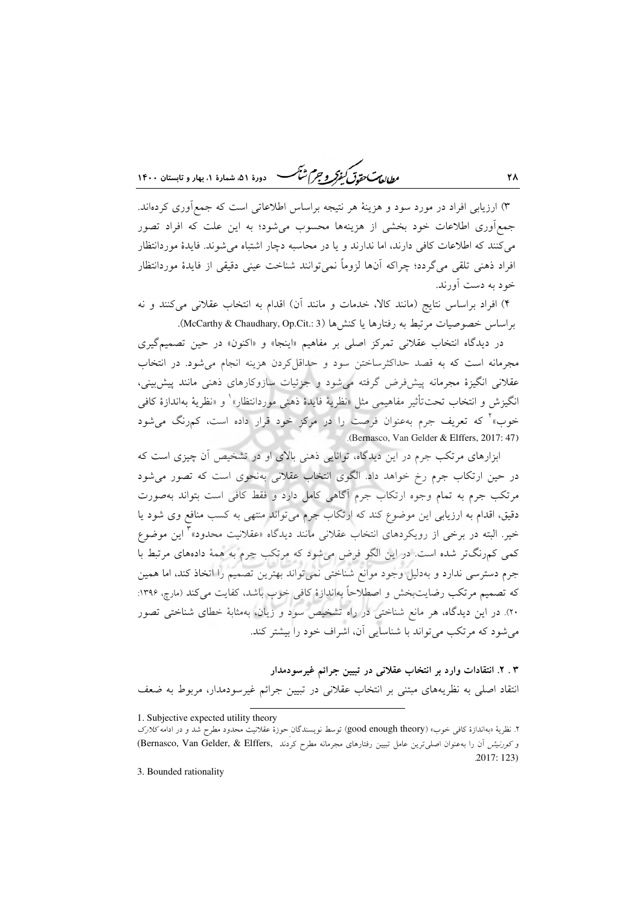۳) ارزیابی افراد در مورد سود و هزینهٔ هر نتیجه براساس اطلاعاتی است که جمع‌آوری کرده‌اند. جمع‌آوری اطلاعات خود بخشی از هزینه‌ها محسوب می‌شود؛ به این علت که افراد تصور می‌کنند که اطلاعات کافی دارند، اما ندارند و یا در محاسبه دچار اشتباه می‌شوند. فایدهٔ موردانتظار افراد ذهنی تلقی می‌گردد؛ چراکه آن‌ها لزوماً نمی‌توانند شناخت عینی دقیقی از فایدهٔ موردانتظار خود به دست آورند.

۴) افراد براساس نتایج (مانند کالا، خدمات و مانند آن) اقدام به انتخاب عقلانی می‌کنند و نه براساس خصوصیات مرتبط به رفتارها یا کنش‌ها (McCarthy & Chaudhary, Op.Cit.: 3).

در دیدگاه انتخاب عقلانی تمرکز اصلی بر مفاهیم «اینجا» و «اکنون» در حین تصمیم‌گیری مجرمانه است که به قصد حداکثرساختن سود و حداقل‌کردن هزینه انجام می‌شود. در انتخاب عقلانی انگیزهٔ مجرمانه پیش‌فرض گرفته می‌شود و جزئیات سازوکارهای ذهنی مانند پیش‌بینی، انگیزش و انتخاب تحت‌تأثیر مفاهیمی مثل «نظریهٔ فایدهٔ ذهنی موردانتظار»[1] و «نظریهٔ به‌اندازهٔ کافی خوب»[2] که تعریف جرم به‌عنوان فرصت را در مرکز خود قرار داده است، کم‌رنگ می‌شود (Bernasco, Van Gelder & Elffers, 2017: 47).

ابزارهای مرتکب جرم در این دیدگاه، توانایی ذهنی بالای او در تشخیص آن چیزی است که در حین ارتکاب جرم رخ خواهد داد. الگوی انتخاب عقلانی به‌نحوی است که تصور می‌شود مرتکب جرم به تمام وجوه ارتکاب جرم آگاهی کامل دارد و فقط کافی است بتواند به‌صورت دقیق، اقدام به ارزیابی این موضوع کند که ارتکاب جرم می‌تواند منتهی به کسب منافع وی شود یا خیر. البته در برخی از رویکردهای انتخاب عقلانی مانند دیدگاه «عقلانیت محدود»[3] این موضوع کمی کم‌رنگ‌تر شده است. در این الگو فرض می‌شود که مرتکب جرم به همهٔ داده‌های مرتبط با جرم دسترسی ندارد و به‌دلیل وجود موانع شناختی نمی‌تواند بهترین تصمیم را اتخاذ کند، اما همین که تصمیم مرتکب رضایت‌بخش و اصطلاحاً به‌اندازهٔ کافی خوب باشد، کفایت می‌کند (مارچ، ۱۳۹۶: ۲۰). در این دیدگاه، هر مانع شناختی در راه تشخیص سود و زیان، به‌مثابهٔ خطای شناختی تصور می‌شود که مرتکب می‌تواند با شناسایی آن، اشراف خود را بیشتر کند.

### ۳ . ۲. انتقادات وارد بر انتخاب عقلانی در تبیین جرائم غیرسودمدار

انتقاد اصلی به نظریه‌های مبتنی بر انتخاب عقلانی در تبیین جرائم غیرسودمدار، مربوط به ضعف

---

1. Subjective expected utility theory

۲. نظریهٔ «به‌اندازهٔ کافی خوب» (good enough theory) توسط نویسندگان حوزهٔ عقلانیت محدود مطرح شد و در ادامه *کلارک* و *کورنیش* آن را به‌عنوان اصلی‌ترین عامل تبیین رفتارهای مجرمانه مطرح کردند (Bernasco, Van Gelder, & Elffers, 2017: 123).

3. Bounded rationality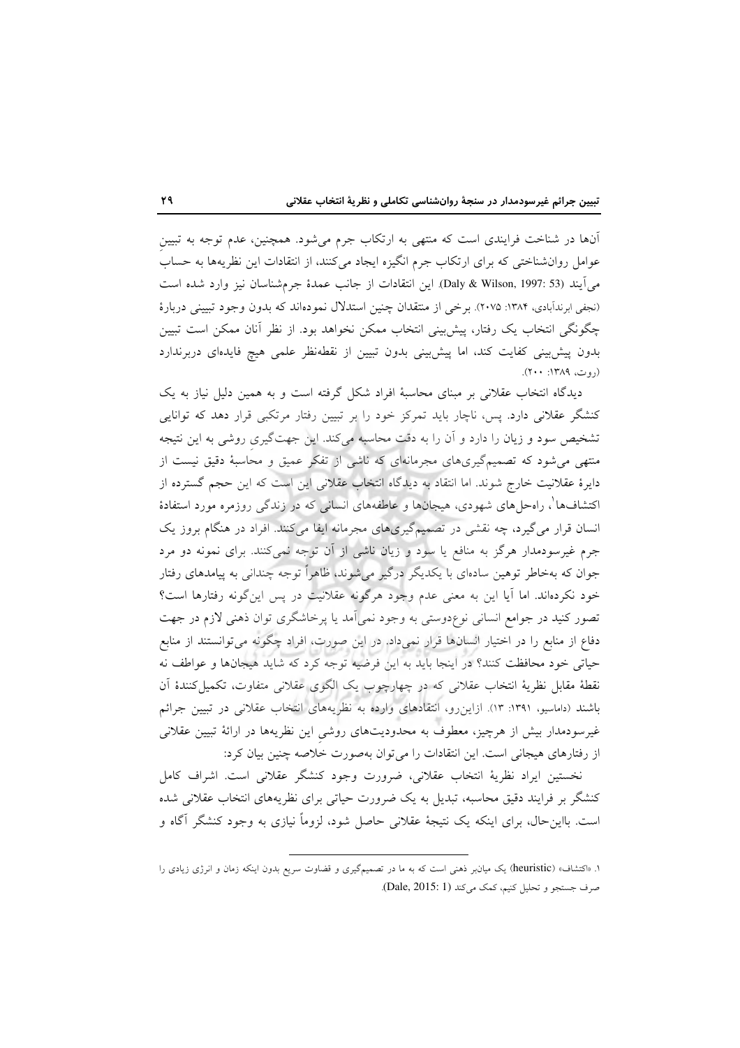آن‌ها در شناخت فرایندی است که منتهی به ارتکاب جرم می‌شود. همچنین، عدم توجه به تبیینِ عوامل روان‌شناختی که برای ارتکاب جرم انگیزه ایجاد می‌کنند، از انتقادات این نظریه‌ها به حساب می‌آیند (Daly & Wilson, 1997: 53). این انتقادات از جانب عمدهٔ جرم‌شناسان نیز وارد شده است (نجفی ابرندآبادی، ۱۳۸۴: ۲۰۷۵). برخی از منتقدان چنین استدلال نموده‌اند که بدون وجود تبیینی دربارهٔ چگونگی انتخاب یک رفتار، پیش‌بینی انتخاب ممکن نخواهد بود. از نظر آنان ممکن است تبیین بدون پیش‌بینی کفایت کند، اما پیش‌بینی بدون تبیین از نقطه‌نظر علمی هیچ فایده‌ای دربرندارد (روت، ۱۳۸۹: ۲۰۰).

دیدگاه انتخاب عقلانی بر مبنای محاسبهٔ افراد شکل گرفته است و به همین دلیل نیاز به یک کنشگر عقلانی دارد. پس، ناچار باید تمرکز خود را بر تبیین رفتار مرتکبی قرار دهد که توانایی تشخیص سود و زیان را دارد و آن را به دقت محاسبه می‌کند. این جهت‌گیریِ روشی به این نتیجه منتهی می‌شود که تصمیم‌گیری‌های مجرمانه‌ای که ناشی از تفکر عمیق و محاسبهٔ دقیق نیست از دایرهٔ عقلانیت خارج شوند. اما انتقاد به دیدگاه انتخاب عقلانی این است که این حجم گسترده از اکتشاف‌ها[1]، راه‌حل‌های شهودی، هیجان‌ها و عاطفه‌های انسانی که در زندگی روزمره مورد استفادهٔ انسان قرار می‌گیرد، چه نقشی در تصمیم‌گیری‌های مجرمانه ایفا می‌کنند. افراد در هنگام بروز یک جرم غیرسودمدار هرگز به منافع یا سود و زیان ناشی از آن توجه نمی‌کنند. برای نمونه دو مرد جوان که به‌خاطر توهین ساده‌ای با یکدیگر درگیر می‌شوند، ظاهراً توجه چندانی به پیامدهای رفتار خود نکرده‌اند. اما آیا این به معنی عدم وجود هرگونه عقلانیت در پس این‌گونه رفتارها است؟ تصور کنید در جوامع انسانی نوع‌دوستی به وجود نمی‌آمد یا پرخاشگری توان ذهنی لازم در جهت دفاع از منابع را در اختیار انسان‌ها قرار نمی‌داد. در این صورت، افراد چگونه می‌توانستند از منابع حیاتی خود محافظت کنند؟ در اینجا باید به این فرضیه توجه کرد که شاید هیجان‌ها و عواطف نه نقطهٔ مقابل نظریهٔ انتخاب عقلانی که در چهارچوب یک الگوی عقلانی متفاوت، تکمیل‌کنندهٔ آن باشند (داماسیو، ۱۳۹۱: ۱۳). ازاین‌رو، انتقادهای وارده به نظریه‌های انتخاب عقلانی در تبیین جرائم غیرسودمدار بیش از هرچیز، معطوف به محدودیت‌های روشیِ این نظریه‌ها در ارائهٔ تبیین عقلانی از رفتارهای هیجانی است. این انتقادات را می‌توان به‌صورت خلاصه چنین بیان کرد:

نخستین ایراد نظریهٔ انتخاب عقلانی، ضرورت وجود کنشگر عقلانی است. اشراف کامل کنشگر بر فرایند دقیق محاسبه، تبدیل به یک ضرورت حیاتی برای نظریه‌های انتخاب عقلانی شده است. بااین‌حال، برای اینکه یک نتیجهٔ عقلانی حاصل شود، لزوماً نیازی به وجود کنشگر آگاه و

---

[1] «اکتشاف» (heuristic) یک میانبر ذهنی است که به ما در تصمیم‌گیری و قضاوت سریع بدون اینکه زمان و انرژی زیادی را صرف جستجو و تحلیل کنیم، کمک می‌کند (Dale, 2015: 1).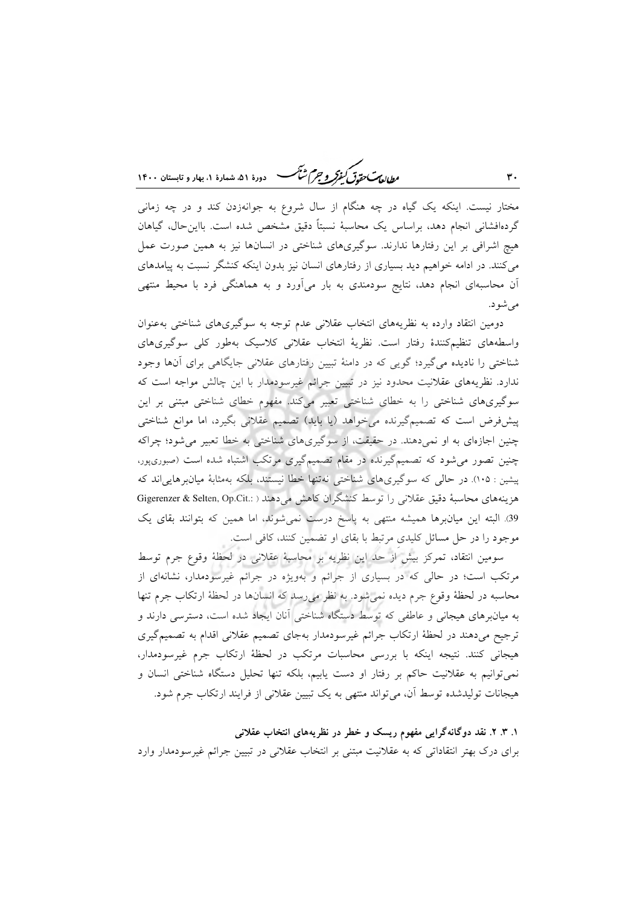مختار نیست. اینکه یک گیاه در چه هنگام از سال شروع به جوانه‌زدن کند و در چه زمانی گرده‌افشانی انجام دهد، براساس یک محاسبهٔ نسبتاً دقیق مشخص شده است. بااین‌حال، گیاهان هیچ اشرافی بر این رفتارها ندارند. سوگیری‌های شناختی در انسان‌ها نیز به همین صورت عمل می‌کنند. در ادامه خواهیم دید بسیاری از رفتارهای انسان نیز بدون اینکه کنشگر نسبت به پیامدهای آن محاسبه‌ای انجام دهد، نتایج سودمندی به بار می‌آورد و به هماهنگی فرد با محیط منتهی می‌شود.

دومین انتقاد وارده به نظریه‌های انتخاب عقلانی عدم توجه به سوگیری‌های شناختی به‌عنوان واسطه‌های تنظیم‌کنندهٔ رفتار است. نظریهٔ انتخاب عقلانی کلاسیک به‌طور کلی سوگیری‌های شناختی را نادیده می‌گیرد؛ گویی که در دامنهٔ تبیین رفتارهای عقلانی جایگاهی برای آن‌ها وجود ندارد. نظریه‌های عقلانیت محدود نیز در تبیین جرائم غیرسودمدار با این چالش مواجه است که سوگیری‌های شناختی را به خطای شناختی تعبیر می‌کند. مفهوم خطای شناختی مبتنی بر این پیش‌فرض است که تصمیم‌گیرنده می‌خواهد (یا باید) تصمیم عقلانی بگیرد، اما موانع شناختی چنین اجازه‌ای به او نمی‌دهند. در حقیقت، از سوگیری‌های شناختی به خطا تعبیر می‌شود؛ چراکه چنین تصور می‌شود که تصمیم‌گیرنده در مقام تصمیم‌گیری مرتکب اشتباه شده است (صبوری‌پور، پیشین: ۱۰۵). در حالی که سوگیری‌های شناختی نه‌تنها خطا نیستند، بلکه به‌مثابهٔ میان‌برهایی‌اند که هزینه‌های محاسبهٔ دقیق عقلانی را توسط کنشگران کاهش می‌دهند (Gigerenzer & Selten, Op.Cit.: 39). البته این میان‌برها همیشه منتهی به پاسخ درست نمی‌شوند، اما همین که بتوانند بقای یک موجود را در حل مسائل کلیدیِ مرتبط با بقای او تضمین کنند، کافی است.

سومین انتقاد، تمرکز بیش از حد این نظریه بر محاسبهٔ عقلانی در لحظهٔ وقوع جرم توسط مرتکب است؛ در حالی که در بسیاری از جرائم و به‌ویژه در جرائم غیرسودمدار، نشانه‌ای از محاسبه در لحظهٔ وقوع جرم دیده نمی‌شود. به نظر می‌رسد که انسان‌ها در لحظهٔ ارتکاب جرم تنها به میان‌برهای هیجانی و عاطفی که توسط دستگاه شناختی آنان ایجاد شده است، دسترسی دارند و ترجیح می‌دهند در لحظهٔ ارتکاب جرائم غیرسودمدار به‌جای تصمیم عقلانی اقدام به تصمیم‌گیری هیجانی کنند. نتیجه اینکه با بررسی محاسبات مرتکب در لحظهٔ ارتکاب جرم غیرسودمدار، نمی‌توانیم به عقلانیت حاکم بر رفتار او دست یابیم، بلکه تنها تحلیل دستگاه شناختی انسان و هیجانات تولیدشده توسط آن، می‌تواند منتهی به یک تبیین عقلانی از فرایند ارتکاب جرم شود.

### ۱. ۳. ۲. نقد دوگانه‌گرایی مفهوم ریسک و خطر در نظریه‌های انتخاب عقلانی

برای درک بهتر انتقاداتی که به عقلانیت مبتنی بر انتخاب عقلانی در تبیین جرائم غیرسودمدار وارد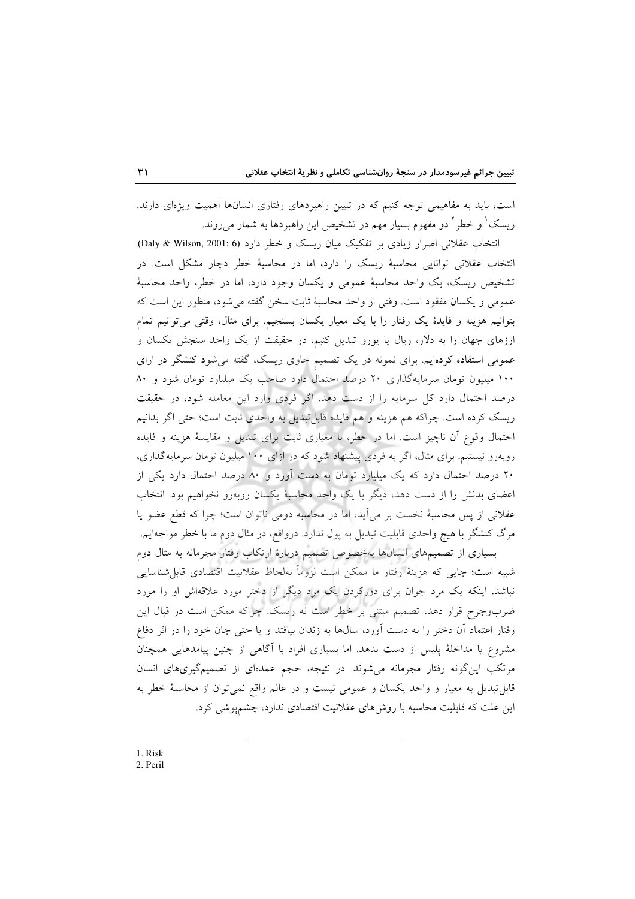است، باید به مفاهیمی توجه کنیم که در تبیین راهبردهای رفتاری انسان‌ها اهمیت ویژه‌ای دارند. ریسک[1] و خطر[2] دو مفهوم بسیار مهم در تشخیص این راهبردها به شمار می‌روند.

انتخاب عقلانی اصرار زیادی بر تفکیک میان ریسک و خطر دارد (Daly & Wilson, 2001: 6). انتخاب عقلانی توانایی محاسبهٔ ریسک را دارد، اما در محاسبهٔ خطر دچار مشکل است. در تشخیص ریسک، یک واحد محاسبهٔ عمومی و یکسان وجود دارد، اما در خطر، واحد محاسبهٔ عمومی و یکسان مفقود است. وقتی از واحد محاسبهٔ ثابت سخن گفته می‌شود، منظور این است که بتوانیم هزینه و فایدهٔ یک رفتار را با یک معیار یکسان بسنجیم. برای مثال، وقتی می‌توانیم تمام ارزهای جهان را به دلار، ریال یا یورو تبدیل کنیم، در حقیقت از یک واحد سنجش یکسان و عمومی استفاده کرده‌ایم. برای نمونه در یک تصمیم حاوی ریسک، گفته می‌شود کنشگر در ازای ۱۰۰ میلیون تومان سرمایه‌گذاری ۲۰ درصد احتمال دارد صاحب یک میلیارد تومان شود و ۸۰ درصد احتمال دارد کل سرمایه را از دست دهد. اگر فردی وارد این معامله شود، در حقیقت ریسک کرده است. چراکه هم هزینه و هم فایده قابل‌تبدیل به واحدی ثابت است؛ حتی اگر بدانیم احتمال وقوع آن ناچیز است. اما در خطر، با معیاری ثابت برای تبدیل و مقایسهٔ هزینه و فایده روبه‌رو نیستیم. برای مثال، اگر به فردی پیشنهاد شود که در ازای ۱۰۰ میلیون تومان سرمایه‌گذاری، ۲۰ درصد احتمال دارد که یک میلیارد تومان به دست آورد و ۸۰ درصد احتمال دارد یکی از اعضای بدنش را از دست دهد، دیگر با یک واحد محاسبهٔ یکسان روبه‌رو نخواهیم بود. انتخاب عقلانی از پس محاسبهٔ نخست بر می‌آید، اما در محاسبه دومی ناتوان است؛ چرا که قطع عضو یا مرگ کنشگر با هیچ واحدی قابلیت تبدیل به پول ندارد. درواقع، در مثال دوم ما با خطر مواجهایم.

بسیاری از تصمیمهای انسانها به‌خصوص تصمیم دربارهٔ ارتکاب رفتار مجرمانه به مثال دوم شبیه است؛ جایی که هزینهٔ رفتار ما ممکن است لزوماً به‌لحاظ عقلانیت اقتصادی قابل‌شناسایی نباشد. اینکه یک مرد جوان برای دورکردن یک مرد دیگر از دختر مورد علاقه‌اش او را مورد ضرب‌وجرح قرار دهد، تصمیم مبتنی بر خطر است نه ریسک. چراکه ممکن است در قبال این رفتار اعتماد آن دختر را به دست آورد، سال‌ها به زندان بیافتد و یا حتی جان خود را در اثر دفاع مشروع یا مداخلهٔ پلیس از دست بدهد. اما بسیاری افراد با آگاهی از چنین پیامدهایی همچنان مرتکب این‌گونه رفتار مجرمانه می‌شوند. در نتیجه، حجم عمده‌ای از تصمیم‌گیری‌های انسان قابل‌تبدیل به معیار و واحد یکسان و عمومی نیست و در عالم واقع نمی‌توان از محاسبهٔ خطر به این علت که قابلیت محاسبه با روش‌های عقلانیت اقتصادی ندارد، چشم‌پوشی کرد.

---

1. Risk
2. Peril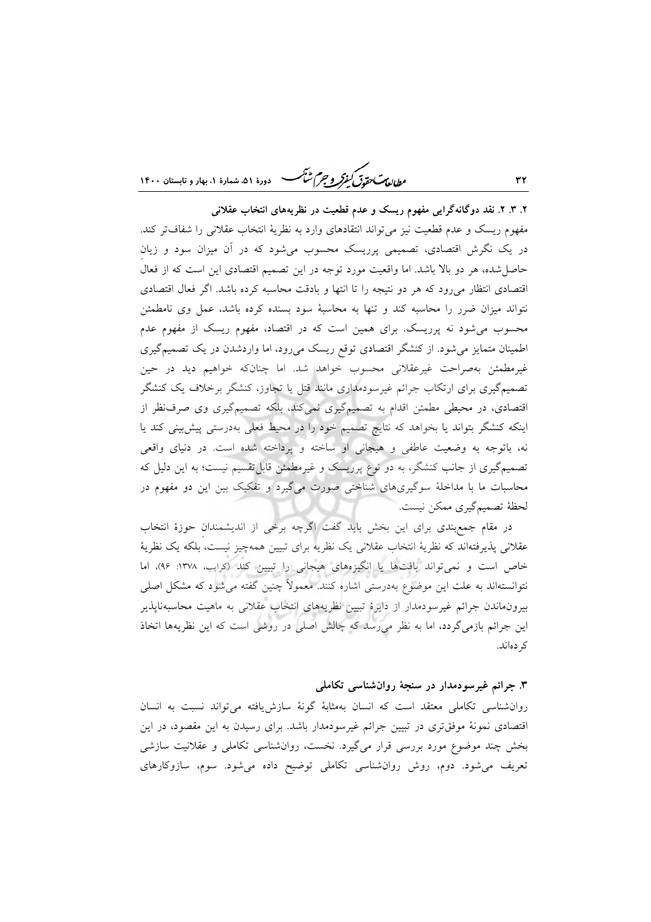### ۲. ۳. ۲. نقد دوگانه‌گرایی مفهوم ریسک و عدم قطعیت در نظریه‌های انتخاب عقلانی

مفهوم ریسک و عدم قطعیت نیز می‌تواند انتقادهای وارد به نظریهٔ انتخاب عقلانی را شفاف‌تر کند. در یک نگرش اقتصادی، تصمیمی پرریسک محسوب می‌شود که در آن میزان سود و زیانِ حاصل‌شده، هر دو بالا باشد. اما واقعیت مورد توجه در این تصمیم اقتصادی این است که از فعال اقتصادی انتظار می‌رود که هر دو نتیجه را تا انتها و بادقت محاسبه کرده باشد. اگر فعال اقتصادی نتواند میزان ضرر را محاسبه کند و تنها به محاسبهٔ سود بسنده کرده باشد، عمل وی نامطمئن محسوب می‌شود نه پرریسک. برای همین است که در اقتصاد، مفهوم ریسک از مفهوم عدم اطمینان متمایز می‌شود. از کنشگر اقتصادی توقع ریسک می‌رود، اما واردشدن در یک تصمیم‌گیری غیرمطمئن به‌صراحت غیرعقلانی محسوب خواهد شد. اما چنان‌که خواهیم دید در حین تصمیم‌گیری برای ارتکاب جرائم غیرسودمداری مانند قتل یا تجاوز، کنشگر برخلاف یک کنشگر اقتصادی، در محیطی مطمئن اقدام به تصمیم‌گیری نمی‌کند، بلکه تصمیم‌گیری وی صرف‌نظر از اینکه کنشگر بتواند یا بخواهد که نتایج تصمیم خود را در محیط فعلی به‌درستی پیش‌بینی کند یا نه، باتوجه به وضعیت عاطفی و هیجانی او ساخته و پرداخته شده است. در دنیای واقعی تصمیم‌گیری از جانب کنشگر، به دو نوع پرریسک و غیرمطمئن قابل‌تقسیم نیست؛ به این دلیل که محاسبات ما با مداخلهٔ سوگیری‌های شناختی صورت می‌گیرد و تفکیک بین این دو مفهوم در لحظهٔ تصمیم‌گیری ممکن نیست.

در مقام جمع‌بندی برای این بخش باید گفت اگرچه برخی از اندیشمندانِ حوزهٔ انتخاب عقلانی پذیرفته‌اند که نظریهٔ انتخاب عقلانی یک نظریه برای تبیین همه‌چیز نیست، بلکه یک نظریهٔ خاص است و نمی‌تواند بافت‌ها یا انگیزه‌های هیجانی را تبیین کند (کرایب، ۱۳۷۸: ۹۶)، اما نتوانسته‌اند به علت این موضوع به‌درستی اشاره کنند. معمولاً چنین گفته می‌شود که مشکل اصلی بیرون‌ماندن جرائم غیرسودمدار از دایرهٔ تبیین نظریه‌های انتخاب عقلانی به ماهیت محاسبه‌ناپذیر این جرائم بازمی‌گردد، اما به نظر می‌رسد که چالش اصلی در روشی است که این نظریه‌ها اتخاذ کرده‌اند.

## ۳. جرائم غیرسودمدار در سنجهٔ روان‌شناسی تکاملی

روان‌شناسی تکاملی معتقد است که انسان به‌مثابهٔ گونهٔ سازش‌یافته می‌تواند نسبت به انسان اقتصادی نمونهٔ موفق‌تری در تبیین جرائم غیرسودمدار باشد. برای رسیدن به این مقصود، در این بخش چند موضوع مورد بررسی قرار می‌گیرد. نخست، روان‌شناسی تکاملی و عقلانیت سازشی تعریف می‌شود. دوم، روش روان‌شناسی تکاملی توضیح داده می‌شود. سوم، سازوکارهای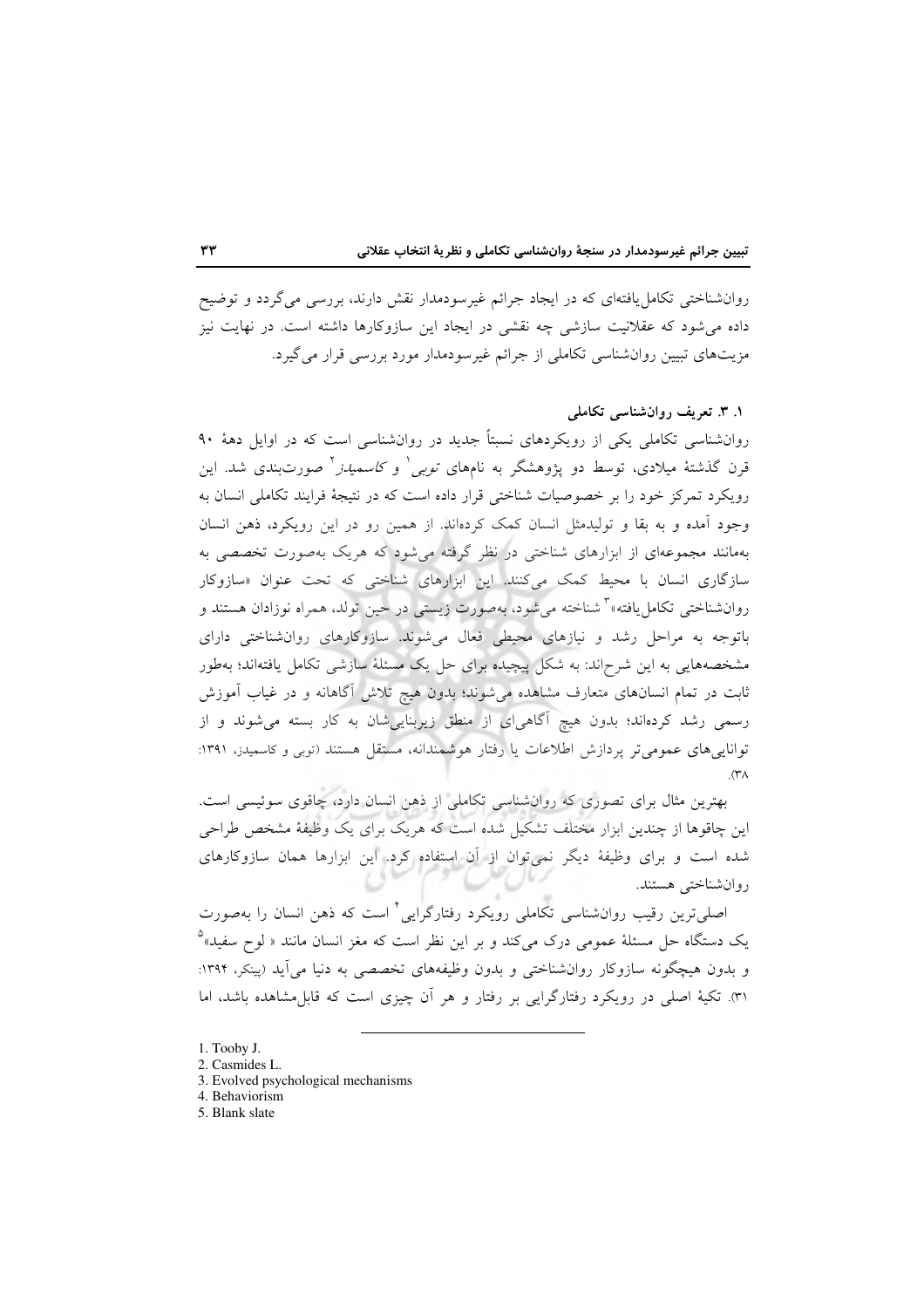روان‌شناختی تکامل‌یافته‌ای که در ایجاد جرائم غیرسودمدار نقش دارند، بررسی می‌گردد و توضیح داده می‌شود که عقلانیت سازشی چه نقشی در ایجاد این سازوکارها داشته است. در نهایت نیز مزیت‌های تبیین روان‌شناسی تکاملی از جرائم غیرسودمدار مورد بررسی قرار می‌گیرد.

### ۱. ۳. تعریف روان‌شناسی تکاملی

روان‌شناسی تکاملی یکی از رویکردهای نسبتاً جدید در روان‌شناسی است که در اوایل دهۀ ۹۰ قرن گذشتۀ میلادی، توسط دو پژوهشگر به نام‌های *توبی*[1] و *کاسمیدز*[2] صورت‌بندی شد. این رویکرد تمرکز خود را بر خصوصیات شناختی قرار داده است که در نتیجۀ فرایند تکاملی انسان به وجود آمده و به بقا و تولیدمثل انسان کمک کرده‌اند. از همین رو در این رویکرد، ذهن انسان به‌مانند مجموعه‌ای از ابزارهای شناختی در نظر گرفته می‌شود که هریک به‌صورت تخصصی به سازگاری انسان با محیط کمک می‌کنند. این ابزارهای شناختی که تحت عنوان «سازوکار روان‌شناختی تکامل‌یافته»[3] شناخته می‌شود، به‌صورت زیستی در حین تولد، همراه نوزادان هستند و باتوجه به مراحل رشد و نیازهای محیطی فعال می‌شوند. سازوکارهای روان‌شناختی دارای مشخصه‌هایی به این شرح‌اند: به شکل پیچیده برای حل یک مسئلۀ سازشی تکامل یافته‌اند؛ به‌طور ثابت در تمام انسان‌های متعارف مشاهده می‌شوند؛ بدون هیچ تلاش آگاهانه و در غیاب آموزش رسمی رشد کرده‌اند؛ بدون هیچ آگاهی‌ای از منطق زیربنایی‌شان به کار بسته می‌شوند و از توانایی‌های عمومی‌تر پردازش اطلاعات یا رفتار هوشمندانه، مستقل هستند (توبی و کاسمیدز، ۱۳۹۱: ۳۸).

بهترین مثال برای تصوری که روان‌شناسی تکاملی از ذهن انسان دارد، چاقوی سوئیسی است. این چاقوها از چندین ابزار مختلف تشکیل شده است که هریک برای یک وظیفۀ مشخص طراحی شده است و برای وظیفۀ دیگر نمی‌توان از آن استفاده کرد. این ابزارها همان سازوکارهای روان‌شناختی هستند.

اصلی‌ترین رقیب روان‌شناسی تکاملی رویکرد رفتارگرایی[4] است که ذهن انسان را به‌صورت یک دستگاه حل مسئلۀ عمومی درک می‌کند و بر این نظر است که مغز انسان مانند « لوح سفید»[5] و بدون هیچگونه سازوکار روان‌شناختی و بدون وظیفه‌های تخصصی به دنیا می‌آید (پینکر، ۱۳۹۴: ۳۱). تکیۀ اصلی در رویکرد رفتارگرایی بر رفتار و هر آن چیزی است که قابل‌مشاهده باشد، اما

---

1. Tooby J.
2. Casmides L.
3. Evolved psychological mechanisms
4. Behaviorism
5. Blank slate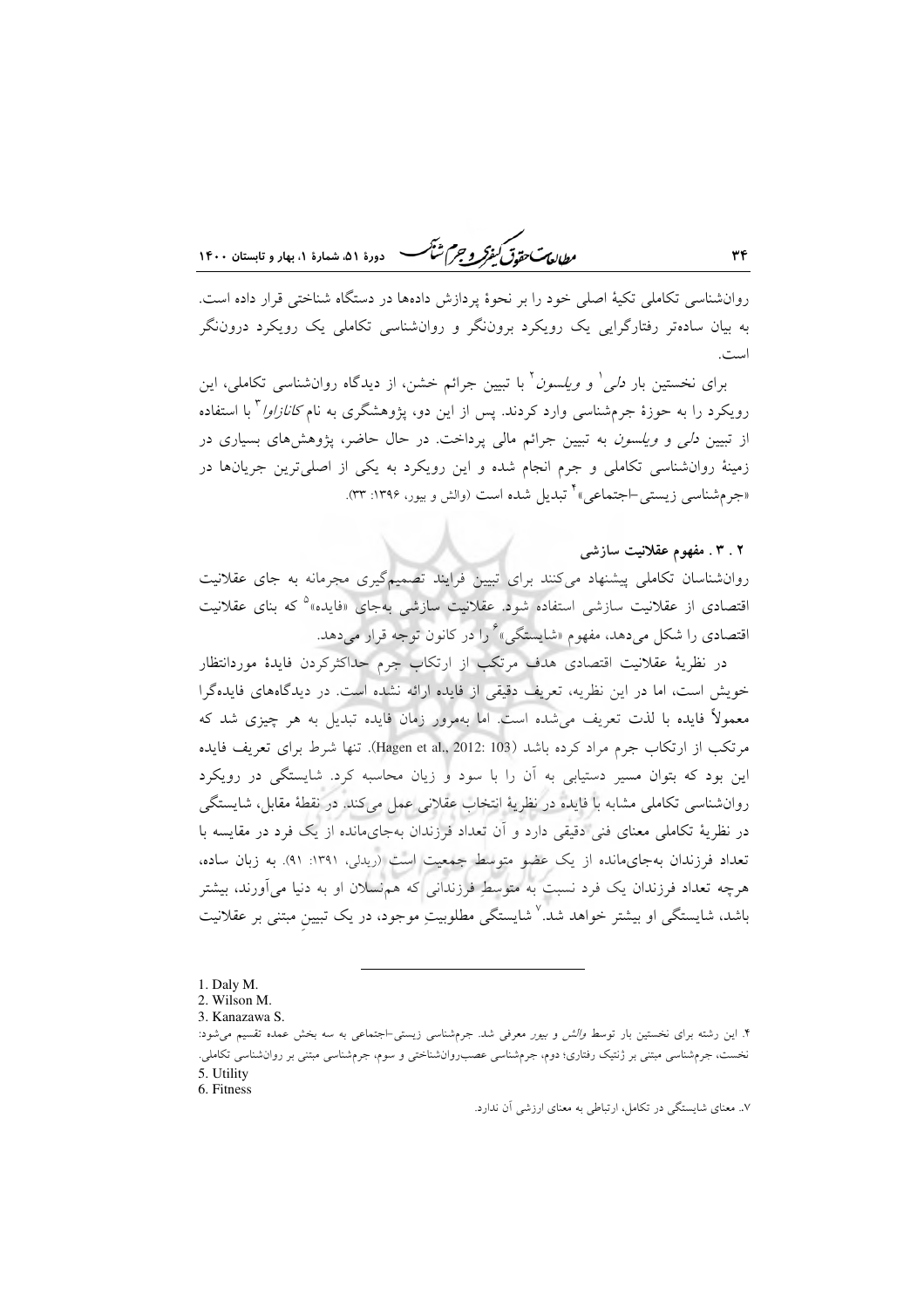روان‌شناسی تکاملی تکیهٔ اصلی خود را بر نحوهٔ پردازش داده‌ها در دستگاه شناختی قرار داده است. به بیان ساده‌تر رفتارگرایی یک رویکرد برون‌نگر و روان‌شناسی تکاملی یک رویکرد درون‌نگر است.

برای نخستین بار *دلی*[1] و *ویلسون*[2] با تبیین جرائم خشن، از دیدگاه روان‌شناسی تکاملی، این رویکرد را به حوزهٔ جرم‌شناسی وارد کردند. پس از این دو، پژوهشگری به نام *کانازاوا*[3] با استفاده از تبیین *دلی* و *ویلسون* به تبیین جرائم مالی پرداخت. در حال حاضر، پژوهش‌های بسیاری در زمینهٔ روان‌شناسی تکاملی و جرم انجام شده و این رویکرد به یکی از اصلی‌ترین جریان‌ها در «جرم‌شناسی زیستی-اجتماعی»[4] تبدیل شده است (والش و بیور، ۱۳۹۶: ۳۳).

### ۲ . ۳ . مفهوم عقلانیت سازشی

روان‌شناسان تکاملی پیشنهاد می‌کنند برای تبیین فرایند تصمیم‌گیری مجرمانه به جای عقلانیت اقتصادی از عقلانیت سازشی استفاده شود. عقلانیت سازشی به‌جای «فایده»[5] که بنای عقلانیت اقتصادی را شکل می‌دهد، مفهوم «شایستگی»[6] را در کانون توجه قرار می‌دهد.

در نظریهٔ عقلانیت اقتصادی هدف مرتکب از ارتکاب جرم حداکثرکردن فایدهٔ موردانتظار خویش است، اما در این نظریه، تعریف دقیقی از فایده ارائه نشده است. در دیدگاه‌های فایده‌گرا معمولاً فایده با لذت تعریف می‌شده است. اما به‌مرور زمان فایده تبدیل به هر چیزی شد که مرتکب از ارتکاب جرم مراد کرده باشد (Hagen et al., 2012: 103). تنها شرط برای تعریف فایده این بود که بتوان مسیر دستیابی به آن را با سود و زیان محاسبه کرد. شایستگی در رویکرد روان‌شناسی تکاملی مشابه با فایده در نظریهٔ انتخاب عقلانی عمل می‌کند. در نقطهٔ مقابل، شایستگی در نظریهٔ تکاملی معنای فنی دقیقی دارد و آن تعداد فرزندان به‌جای‌مانده از یک فرد در مقایسه با تعداد فرزندان به‌جای‌مانده از یک عضو متوسط جمعیت است (ریدلی، ۱۳۹۱: ۹۱). به زبان ساده، هرچه تعداد فرزندان یک فرد نسبت به متوسطِ فرزندانی که هم‌نسلان او به دنیا می‌آورند، بیشتر باشد، شایستگی او بیشتر خواهد شد.[7] شایستگی مطلوبیتِ موجود، در یک تبیینِ مبتنی بر عقلانیت

---

1. Daly M.
2. Wilson M.
3. Kanazawa S.
4. این رشته برای نخستین بار توسط *والش* و *بیور* معرفی شد. جرم‌شناسی زیستی-اجتماعی به سه بخش عمده تقسیم می‌شود: نخست، جرم‌شناسی مبتنی بر ژنتیک رفتاری؛ دوم، جرم‌شناسی عصب‌روان‌شناختی و سوم، جرم‌شناسی مبتنی بر روان‌شناسی تکاملی.
5. Utility
6. Fitness
7. معنای شایستگی در تکامل، ارتباطی به معنای ارزشی آن ندارد.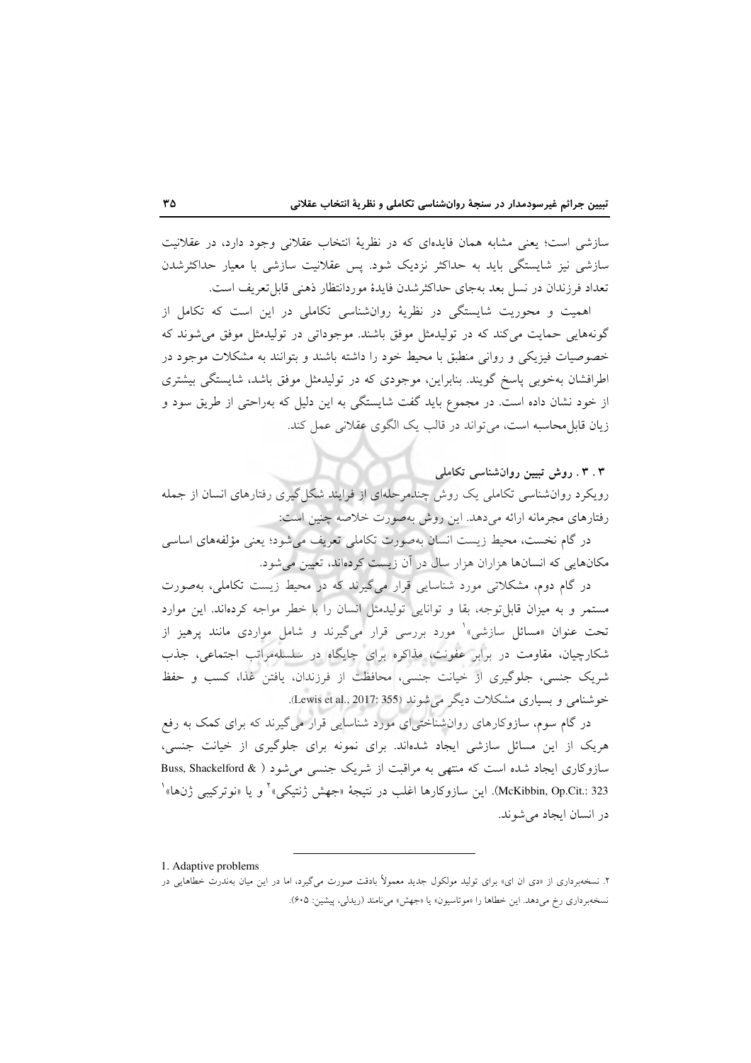سازشی است؛ یعنی مشابه همان فایده‌ای که در نظریهٔ انتخاب عقلانی وجود دارد، در عقلانیت سازشی نیز شایستگی باید به حداکثر نزدیک شود. پس عقلانیت سازشی با معیار حداکثرشدن تعداد فرزندان در نسل بعد به‌جای حداکثرشدن فایدهٔ موردانتظار ذهنی قابل‌تعریف است.

اهمیت و محوریت شایستگی در نظریهٔ روان‌شناسی تکاملی در این است که تکامل از گونه‌هایی حمایت می‌کند که در تولیدمثل موفق باشند. موجوداتی در تولیدمثل موفق می‌شوند که خصوصیات فیزیکی و روانی منطبق با محیط خود را داشته باشند و بتوانند به مشکلات موجود در اطرافشان به‌خوبی پاسخ گویند. بنابراین، موجودی که در تولیدمثل موفق باشد، شایستگی بیشتری از خود نشان داده است. در مجموع باید گفت شایستگی به این دلیل که به‌راحتی از طریق سود و زیان قابل‌محاسبه است، می‌تواند در قالب یک الگوی عقلانی عمل کند.

### ۳ . ۳ . روش تبیین روان‌شناسی تکاملی

رویکرد روان‌شناسی تکاملی یک روش چندمرحله‌ای از فرایند شکل‌گیری رفتارهای انسان از جمله رفتارهای مجرمانه ارائه می‌دهد. این روش به‌صورت خلاصه چنین است:

در گام نخست، محیط زیست انسان به‌صورت تکاملی تعریف می‌شود؛ یعنی مؤلفه‌های اساسی مکان‌هایی که انسان‌ها هزاران هزار سال در آن زیست کرده‌اند، تعیین می‌شود.

در گام دوم، مشکلاتی مورد شناسایی قرار می‌گیرند که در محیط زیست تکاملی، به‌صورت مستمر و به میزان قابل‌توجه، بقا و توانایی تولیدمثل انسان را با خطر مواجه کرده‌اند. این موارد تحت عنوان «مسائل سازشی»[1] مورد بررسی قرار می‌گیرند و شامل مواردی مانند پرهیز از شکارچیان، مقاومت در برابر عفونت، مذاکره برای جایگاه در سلسله‌مراتب اجتماعی، جذب شریک جنسی، جلوگیری از خیانت جنسی، محافظت از فرزندان، یافتن غذا، کسب و حفظ خوشنامی و بسیاری مشکلات دیگر می‌شوند (Lewis et al., 2017: 355).

در گام سوم، سازوکارهای روان‌شناختی‌ای مورد شناسایی قرار می‌گیرند که برای کمک به رفع هریک از این مسائل سازشی ایجاد شده‌اند. برای نمونه برای جلوگیری از خیانت جنسی، سازوکاری ایجاد شده است که منتهی به مراقبت از شریک جنسی می‌شود (Buss, Shackelford & McKibbin, Op.Cit.: 323). این سازوکارها اغلب در نتیجهٔ «جهش ژنتیکی»[2] و یا «نوترکیبی ژن‌ها»[1] در انسان ایجاد می‌شوند.

---

1. Adaptive problems

۲. نسخه‌برداری از «دی ان ای» برای تولید مولکول جدید معمولاً بادقت صورت می‌گیرد، اما در این میان به‌ندرت خطاهایی در نسخه‌برداری رخ می‌دهد. این خطاها را «موتاسیون» یا «جهش» می‌نامند (ریدلی، پیشین: ۶۰۵).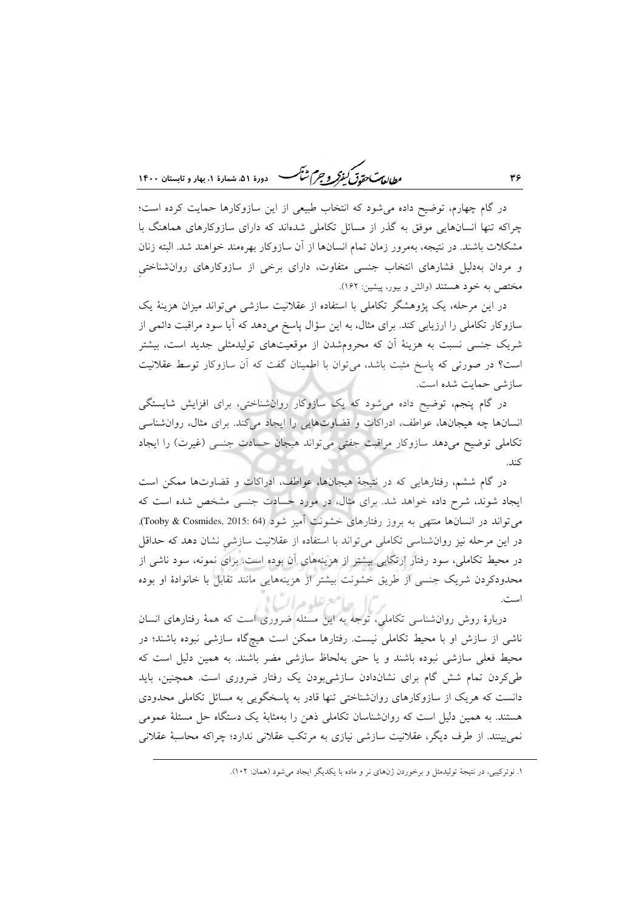در گام چهارم، توضیح داده می‌شود که انتخاب طبیعی از این سازوکارها حمایت کرده است؛ چراکه تنها انسان‌هایی موفق به گذر از مسائل تکاملی شده‌اند که دارای سازوکارهای هماهنگ با مشکلات باشند. در نتیجه، به‌مرور زمان تمام انسان‌ها از آن سازوکار بهره‌مند خواهند شد. البته زنان و مردان به‌دلیل فشارهای انتخاب جنسی متفاوت، دارای برخی از سازوکارهای روان‌شناختیِ مختص به خود هستند (والش و بیور، پیشین: ۱۶۲).

در این مرحله، یک پژوهشگر تکاملی با استفاده از عقلانیت سازشی می‌تواند میزان هزینهٔ یک سازوکار تکاملی را ارزیابی کند. برای مثال، به این سؤال پاسخ می‌دهد که آیا سود مراقبت دائمی از شریک جنسی نسبت به هزینهٔ آن که محروم‌شدن از موقعیت‌های تولیدمثلی جدید است، بیشتر است؟ در صورتی که پاسخ مثبت باشد، می‌توان با اطمینان گفت که آن سازوکار توسط عقلانیت سازشی حمایت شده است.

در گام پنجم، توضیح داده می‌شود که یک سازوکار روان‌شناختی، برای افزایش شایستگی انسان‌ها چه هیجان‌ها، عواطف، ادراکات و قضاوت‌هایی را ایجاد می‌کند. برای مثال، روان‌شناسی تکاملی توضیح می‌دهد سازوکار مراقبت جفتی می‌تواند هیجان حسادت جنسی (غیرت) را ایجاد کند.

در گام ششم، رفتارهایی که در نتیجهٔ هیجان‌ها، عواطف، ادراکات و قضاوت‌ها ممکن است ایجاد شوند، شرح داده خواهد شد. برای مثال، در مورد حسادت جنسی مشخص شده است که می‌تواند در انسان‌ها منتهی به بروز رفتارهای خشونت آمیز شود (Tooby & Cosmides, 2015: 64). در این مرحله نیز روان‌شناسی تکاملی می‌تواند با استفاده از عقلانیت سازشی نشان دهد که حداقل در محیط تکاملی، سود رفتار ارتکابی بیشتر از هزینه‌های آن بوده است. برای نمونه، سود ناشی از محدودکردن شریک جنسی از طریق خشونت بیشتر از هزینه‌هایی مانند تقابل با خانوادهٔ او بوده است.

دربارهٔ روش روان‌شناسی تکاملی، توجه به این مسئله ضروری است که همهٔ رفتارهای انسان ناشی از سازش او با محیط تکاملی نیست. رفتارها ممکن است هیچ‌گاه سازشی نبوده باشند؛ در محیط فعلی سازشی نبوده باشند و یا حتی به‌لحاظ سازشی مضر باشند. به همین دلیل است که طی‌کردن تمام شش گام برای نشان‌دادن سازشی‌بودن یک رفتار ضروری است. همچنین، باید دانست که هریک از سازوکارهای روان‌شناختی تنها قادر به پاسخگویی به مسائل تکاملی محدودی هستند. به همین دلیل است که روان‌شناسان تکاملی ذهن را به‌مثابهٔ یک دستگاه حل مسئلهٔ عمومی نمی‌بینند. از طرف دیگر، عقلانیت سازشی نیازی به مرتکب عقلانی ندارد؛ چراکه محاسبهٔ عقلانی

---

۱. نوترکیبی، در نتیجهٔ تولیدمثل و برخوردن ژن‌های نر و ماده با یکدیگر ایجاد می‌شود (همان: ۱۰۲).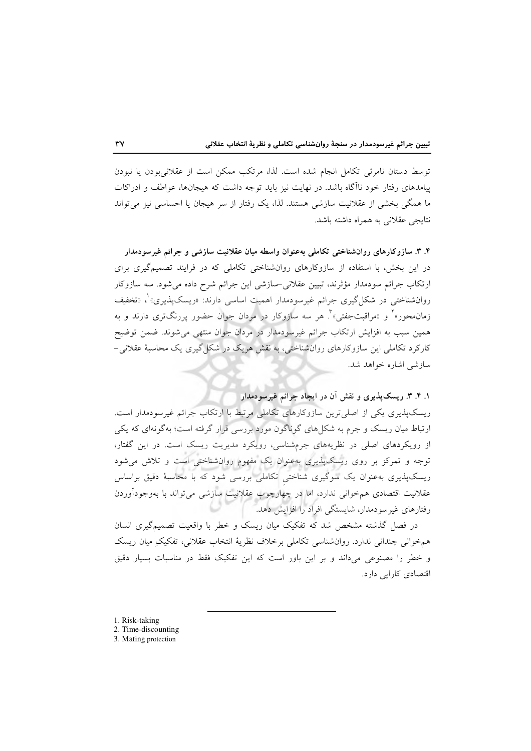توسط دستان نامرئی تکامل انجام شده است. لذا، مرتکب ممکن است از عقلانی‌بودن یا نبودن پیامدهای رفتار خود ناآگاه باشد. در نهایت نیز باید توجه داشت که هیجان‌ها، عواطف و ادراکات ما همگی بخشی از عقلانیت سازشی هستند. لذا، یک رفتار از سر هیجان یا احساسی نیز می‌تواند نتایجی عقلانی به همراه داشته باشد.

**۴. ۳. سازوکارهای روان‌شناختی تکاملی به‌عنوان واسطه میان عقلانیت سازشی و جرائم غیرسودمدار**

در این بخش، با استفاده از سازوکارهای روان‌شناختی تکاملی که در فرایند تصمیم‌گیری برای ارتکاب جرائم سودمدار مؤثرند، تبیین عقلانی–سازشی این جرائم شرح داده می‌شود. سه سازوکار روان‌شناختی در شکل‌گیری جرائم غیرسودمدار اهمیت اساسی دارند: «ریسک‌پذیری»[1]، «تخفیف زمان‌محور»[2] و «مراقبت‌جفتی»[3]. هر سه سازوکار در مردان جوان حضور پررنگ‌تری دارند و به همین سبب به افزایش ارتکاب جرائم غیرسودمدار در مردان جوان منتهی می‌شوند. ضمن توضیح کارکرد تکاملی این سازوکارهای روان‌شناختی، به نقش هریک در شکل‌گیری یک محاسبهٔ عقلانی–سازشی اشاره خواهد شد.

**۱. ۴. ۳. ریسک‌پذیری و نقش آن در ایجاد جرائم غیرسودمدار**

ریسک‌پذیری یکی از اصلی‌ترین سازوکارهای تکاملی مرتبط با ارتکاب جرائم غیرسودمدار است. ارتباط میان ریسک و جرم به شکل‌های گوناگون مورد بررسی قرار گرفته است؛ به‌گونه‌ای که یکی از رویکردهای اصلی در نظریه‌های جرم‌شناسی، رویکرد مدیریت ریسک است. در این گفتار، توجه و تمرکز بر روی ریسک‌پذیری به‌عنوان یک مفهوم روان‌شناختی است و تلاش می‌شود ریسک‌پذیری به‌عنوان یک سوگیری شناختیِ تکاملی بررسی شود که با محاسبهٔ دقیق براساس عقلانیت اقتصادی هم‌خوانی ندارد، اما در چهارچوب عقلانیت سازشی می‌تواند با به‌وجودآوردن رفتارهای غیرسودمدار، شایستگی افراد را افزایش دهد.

در فصل گذشته مشخص شد که تفکیک میان ریسک و خطر با واقعیت تصمیم‌گیری انسان هم‌خوانی چندانی ندارد. روان‌شناسی تکاملی برخلاف نظریهٔ انتخاب عقلانی، تفکیکِ میان ریسک و خطر را مصنوعی می‌داند و بر این باور است که این تفکیک فقط در مناسبات بسیار دقیق اقتصادی کارایی دارد.

---

1. Risk-taking
2. Time-discounting
3. Mating protection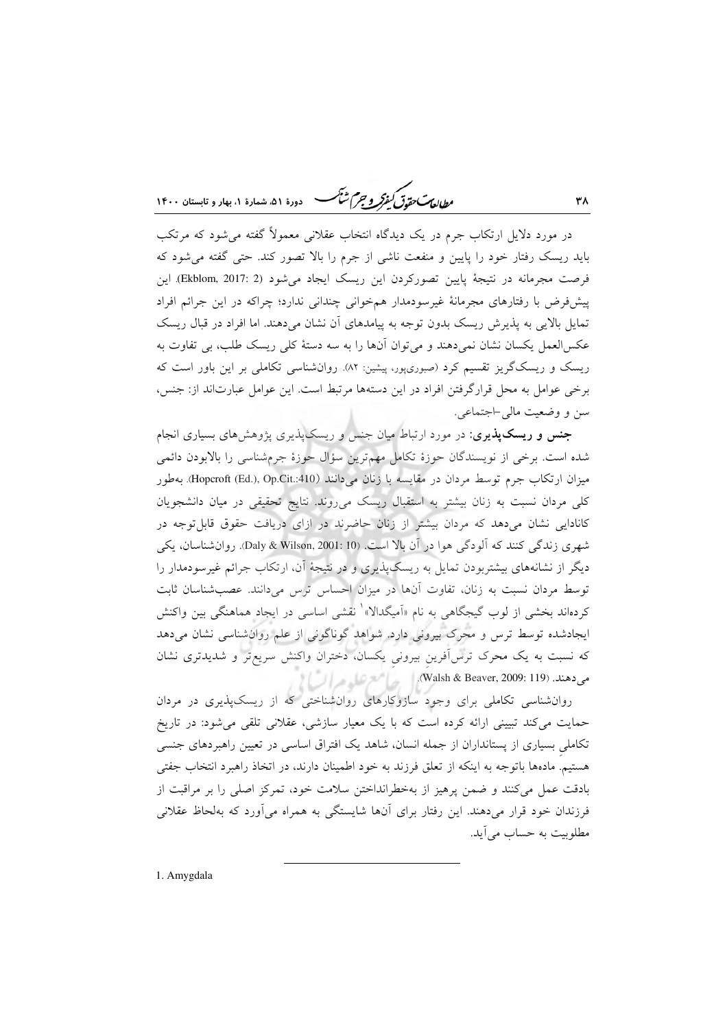در مورد دلایل ارتکاب جرم در یک دیدگاه انتخاب عقلانی معمولاً گفته می‌شود که مرتکب باید ریسک رفتار خود را پایین و منفعت ناشی از جرم را بالا تصور کند. حتی گفته می‌شود که فرصت مجرمانه در نتیجهٔ پایین تصورکردن این ریسک ایجاد می‌شود (Ekblom, 2017: 2). این پیش‌فرض با رفتارهای مجرمانهٔ غیرسودمدار هم‌خوانی چندانی ندارد؛ چراکه در این جرائم افراد تمایل بالایی به پذیرش ریسک بدون توجه به پیامدهای آن نشان می‌دهند. اما افراد در قبال ریسک عکس‌العمل یکسان نشان نمی‌دهند و می‌توان آن‌ها را به سه دستهٔ کلی ریسک طلب، بی تفاوت به ریسک و ریسک‌گریز تقسیم کرد (صبوری‌پور، پیشین: ۸۲). روان‌شناسی تکاملی بر این باور است که برخی عوامل به محل قرارگرفتن افراد در این دسته‌ها مرتبط است. این عوامل عبارت‌اند از: جنس، سن و وضعیت مالی-اجتماعی.

**جنس و ریسک‌پذیری:** در مورد ارتباط میان جنس و ریسک‌پذیری پژوهش‌های بسیاری انجام شده است. برخی از نویسندگان حوزهٔ تکامل مهم‌ترین سؤال حوزهٔ جرم‌شناسی را بالابودن دائمی میزان ارتکاب جرم توسط مردان در مقایسه با زنان می‌دانند (Hopcroft (Ed.), Op.Cit.:410). به‌طور کلی مردان نسبت به زنان بیشتر به استقبال ریسک می‌روند. نتایج تحقیقی در میان دانشجویان کانادایی نشان می‌دهد که مردان بیشتر از زنان حاضرند در ازای دریافت حقوق قابل‌توجه در شهری زندگی کنند که آلودگی هوا در آن بالا است. (Daly & Wilson, 2001: 10). روان‌شناسان، یکی دیگر از نشانه‌های بیشتربودن تمایل به ریسک‌پذیری و در نتیجهٔ آن، ارتکاب جرائم غیرسودمدار را توسط مردان نسبت به زنان، تفاوت آن‌ها در میزان احساس ترس می‌دانند. عصب‌شناسان ثابت کرده‌اند بخشی از لوب گیجگاهی به نام «آمیگدالا»[1] نقشی اساسی در ایجاد هماهنگی بین واکنش ایجادشده توسط ترس و محرک بیرونی دارد. شواهد گوناگونی از علم روان‌شناسی نشان می‌دهد که نسبت به یک محرک ترس‌آفرینِ بیرونیِ یکسان، دختران واکنش سریع‌تر و شدیدتری نشان می‌دهند. (Walsh & Beaver, 2009: 119).

روان‌شناسی تکاملی برای وجود سازوکارهای روان‌شناختی که از ریسک‌پذیری در مردان حمایت می‌کند تبیینی ارائه کرده است که با یک معیار سازشی، عقلانی تلقی می‌شود: در تاریخ تکاملیِ بسیاری از پستانداران از جمله انسان، شاهد یک افتراق اساسی در تعیین راهبردهای جنسی هستیم. ماده‌ها باتوجه به اینکه از تعلق فرزند به خود اطمینان دارند، در اتخاذ راهبرد انتخاب جفتی بادقت عمل می‌کنند و ضمن پرهیز از به‌خطرانداختن سلامت خود، تمرکز اصلی را بر مراقبت از فرزندان خود قرار می‌دهند. این رفتار برای آن‌ها شایستگی به همراه می‌آورد که به‌لحاظ عقلانی مطلوبیت به حساب می‌آید.

---

1. Amygdala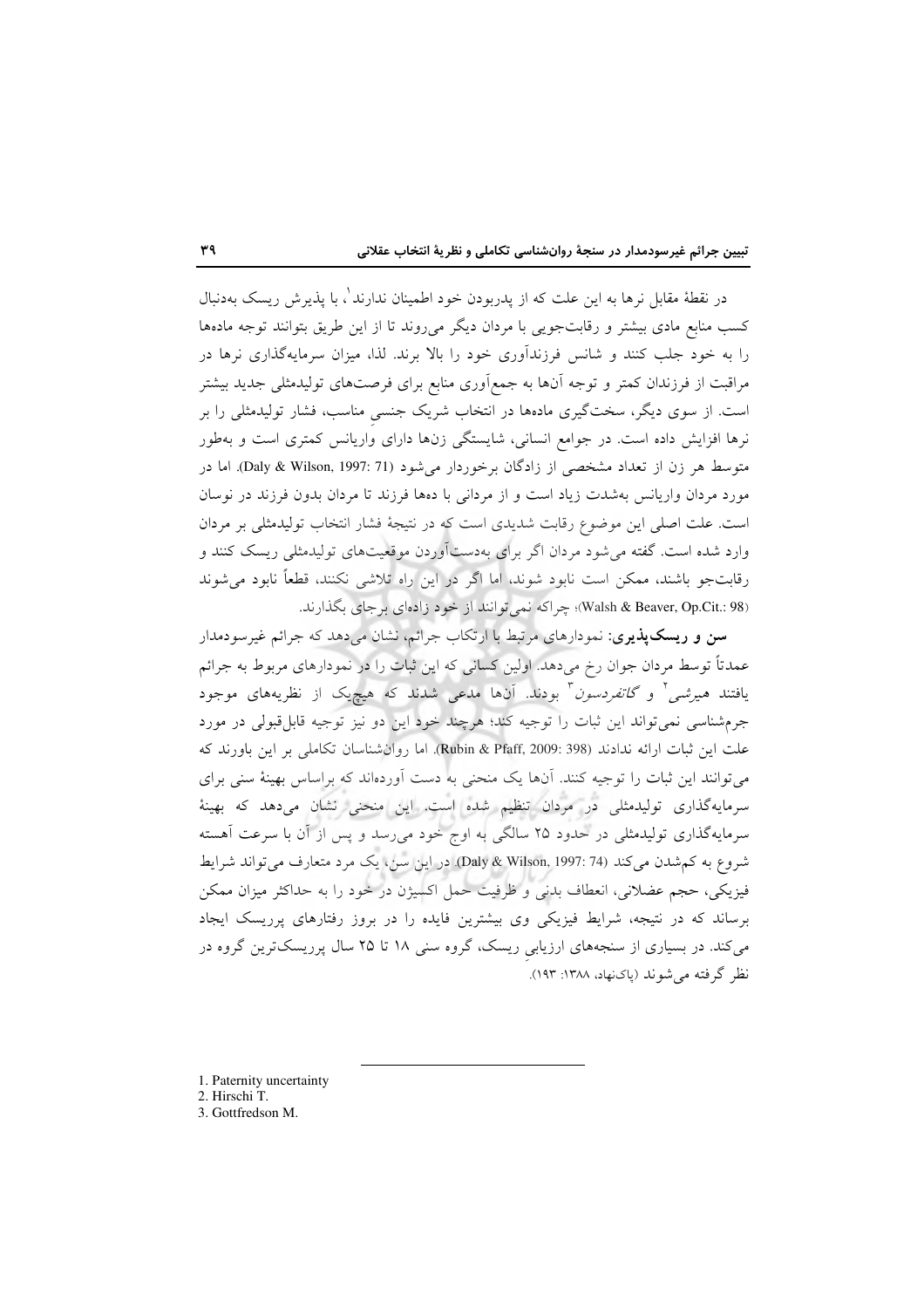در نقطهٔ مقابل نرها به این علت که از پدربودن خود اطمینان ندارند[1]، با پذیرش ریسک به‌دنبال کسب منابع مادی بیشتر و رقابت‌جویی با مردان دیگر می‌روند تا از این طریق بتوانند توجه ماده‌ها را به خود جلب کنند و شانس فرزندآوری خود را بالا برند. لذا، میزان سرمایه‌گذاری نرها در مراقبت از فرزندان کمتر و توجه آن‌ها به جمع‌آوری منابع برای فرصت‌های تولیدمثلی جدید بیشتر است. از سوی دیگر، سخت‌گیری ماده‌ها در انتخاب شریک جنسیِ مناسب، فشار تولیدمثلی را بر نرها افزایش داده است. در جوامع انسانی، شایستگی زن‌ها دارای واریانس کمتری است و به‌طور متوسط هر زن از تعداد مشخصی از زادگان برخوردار می‌شود (Daly & Wilson, 1997: 71). اما در مورد مردان واریانس به‌شدت زیاد است و از مردانی با ده‌ها فرزند تا مردان بدون فرزند در نوسان است. علت اصلی این موضوع رقابت شدیدی است که در نتیجهٔ فشار انتخاب تولیدمثلی بر مردان وارد شده است. گفته می‌شود مردان اگر برای به‌دست‌آوردن موقعیت‌های تولیدمثلی ریسک کنند و رقابت‌جو باشند، ممکن است نابود شوند، اما اگر در این راه تلاشی نکنند، قطعاً نابود می‌شوند (Walsh & Beaver, Op.Cit.: 98)؛ چراکه نمی‌توانند از خود زاده‌ای برجای بگذارند.

**سن و ریسک‌پذیری:** نمودارهای مرتبط با ارتکاب جرائم، نشان می‌دهد که جرائم غیرسودمدار عمدتاً توسط مردان جوان رخ می‌دهد. اولین کسانی که این ثبات را در نمودارهای مربوط به جرائم یافتند *هیرشی*[2] و *گاتفردسون*[3] بودند. آن‌ها مدعی شدند که هیچ‌یک از نظریه‌های موجود جرم‌شناسی نمی‌تواند این ثبات را توجیه کند؛ هرچند خود این دو نیز توجیه قابل‌قبولی در مورد علت این ثبات ارائه ندادند (Rubin & Pfaff, 2009: 398). اما روان‌شناسان تکاملی بر این باورند که می‌توانند این ثبات را توجیه کنند. آن‌ها یک منحنی به دست آورده‌اند که براساس بهینهٔ سنی برای سرمایه‌گذاری تولیدمثلی در مردان تنظیم شده است. این منحنی نشان می‌دهد که بهینهٔ سرمایه‌گذاری تولیدمثلی در حدود ۲۵ سالگی به اوج خود می‌رسد و پس از آن با سرعت آهسته شروع به کم‌شدن می‌کند (Daly & Wilson, 1997: 74). در این سن، یک مرد متعارف می‌تواند شرایط فیزیکی، حجم عضلانی، انعطاف بدنی و ظرفیت حمل اکسیژن در خود را به حداکثر میزان ممکن برساند که در نتیجه، شرایط فیزیکی وی بیشترین فایده را در بروز رفتارهای پرریسک ایجاد می‌کند. در بسیاری از سنجه‌های ارزیابی ریسک، گروه سنی ۱۸ تا ۲۵ سال پرریسک‌ترین گروه در نظر گرفته می‌شوند (پاک‌نهاد، ۱۳۸۸: ۱۹۳).

---

1. Paternity uncertainty
2. Hirschi T.
3. Gottfredson M.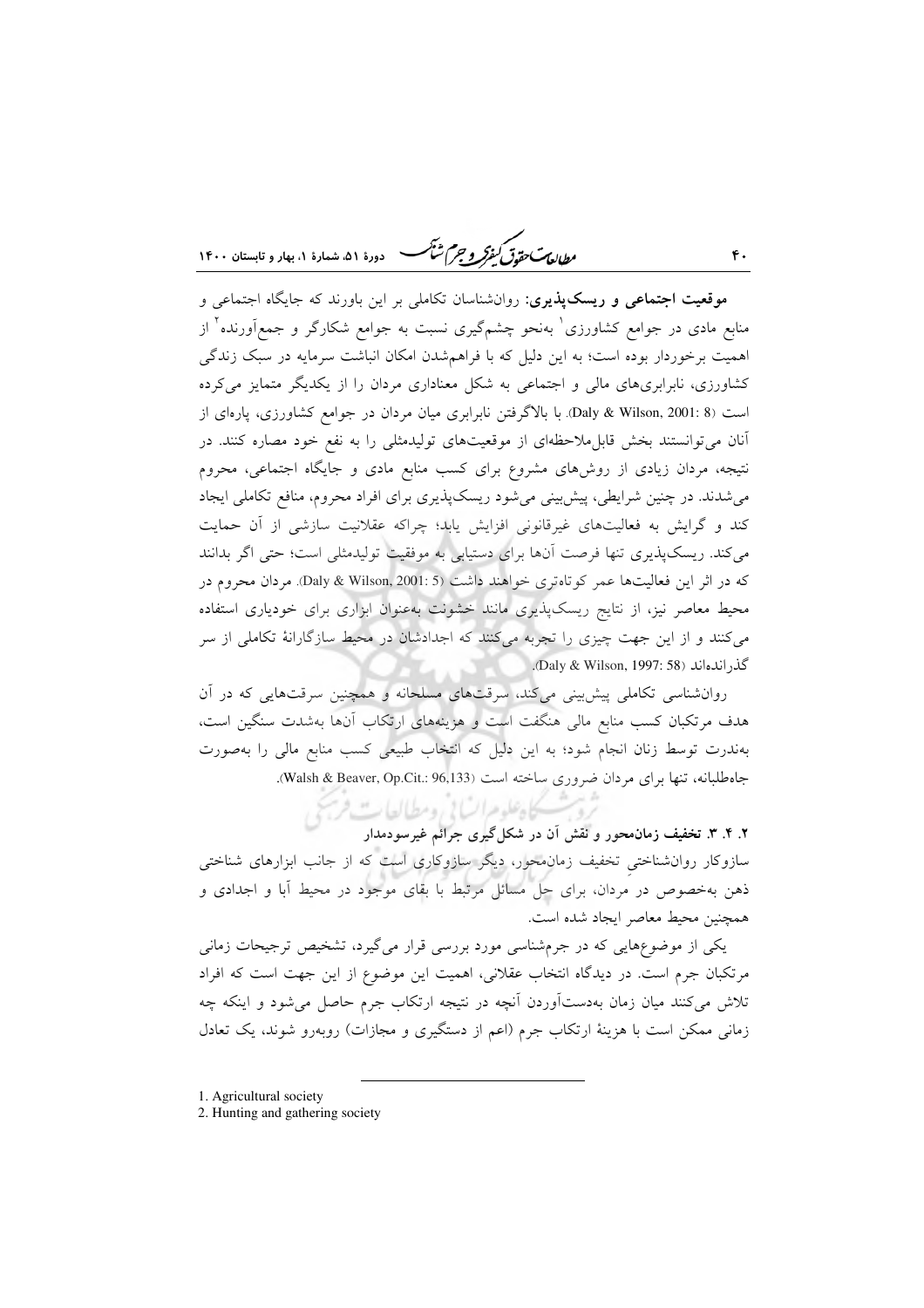**موقعیت اجتماعی و ریسک‌پذیری:** روان‌شناسان تکاملی بر این باورند که جایگاه اجتماعی و منابع مادی در جوامع کشاورزی[1] به‌نحو چشم‌گیری نسبت به جوامع شکارگر و جمع‌آورنده[2] از اهمیت برخوردار بوده است؛ به این دلیل که با فراهم‌شدن امکان انباشت سرمایه در سبک زندگی کشاورزی، نابرابری‌های مالی و اجتماعی به شکل معناداری مردان را از یکدیگر متمایز می‌کرده است (Daly & Wilson, 2001: 8). با بالاگرفتن نابرابری میان مردان در جوامع کشاورزی، پاره‌ای از آنان می‌توانستند بخش قابل‌ملاحظه‌ای از موقعیت‌های تولیدمثلی را به نفع خود مصاره کنند. در نتیجه، مردان زیادی از روش‌های مشروع برای کسب منابع مادی و جایگاه اجتماعی، محروم می‌شدند. در چنین شرایطی، پیش‌بینی می‌شود ریسک‌پذیری برای افراد محروم، منافع تکاملی ایجاد کند و گرایش به فعالیت‌های غیرقانونی افزایش یابد؛ چراکه عقلانیت سازشی از آن حمایت می‌کند. ریسک‌پذیری تنها فرصت آن‌ها برای دستیابی به موفقیت تولیدمثلی است؛ حتی اگر بدانند که در اثر این فعالیت‌ها عمر کوتاه‌تری خواهند داشت (Daly & Wilson, 2001: 5). مردان محروم در محیط معاصر نیز، از نتایج ریسک‌پذیری مانند خشونت به‌عنوان ابزاری برای خودیاری استفاده می‌کنند و از این جهت چیزی را تجربه می‌کنند که اجدادشان در محیط سازگارانهٔ تکاملی از سر گذرانده‌اند (Daly & Wilson, 1997: 58).

روان‌شناسی تکاملی پیش‌بینی می‌کند، سرقت‌های مسلحانه و همچنین سرقت‌هایی که در آن هدف مرتکبان کسب منابع مالی هنگفت است و هزینه‌های ارتکاب آن‌ها به‌شدت سنگین است، به‌ندرت توسط زنان انجام شود؛ به این دلیل که انتخاب طبیعی کسب منابع مالی را به‌صورت جاه‌طلبانه، تنها برای مردان ضروری ساخته است (Walsh & Beaver, Op.Cit.: 96,133).

### ۲. ۴. ۳. تخفیف زمان‌محور و نقش آن در شکل‌گیری جرائم غیرسودمدار

سازوکار روان‌شناختیِ تخفیف زمان‌محور، دیگر سازوکاری است که از جانب ابزارهای شناختی ذهن به‌خصوص در مردان، برای حل مسائل مرتبط با بقای موجود در محیط آبا و اجدادی و همچنین محیط معاصر ایجاد شده است.

یکی از موضوع‌هایی که در جرم‌شناسی مورد بررسی قرار می‌گیرد، تشخیص ترجیحات زمانی مرتکبان جرم است. در دیدگاه انتخاب عقلانی، اهمیت این موضوع از این جهت است که افراد تلاش می‌کنند میان زمان به‌دست‌آوردن آنچه در نتیجه ارتکاب جرم حاصل می‌شود و اینکه چه زمانی ممکن است با هزینهٔ ارتکاب جرم (اعم از دستگیری و مجازات) روبه‌رو شوند، یک تعادل

---

1. Agricultural society
2. Hunting and gathering society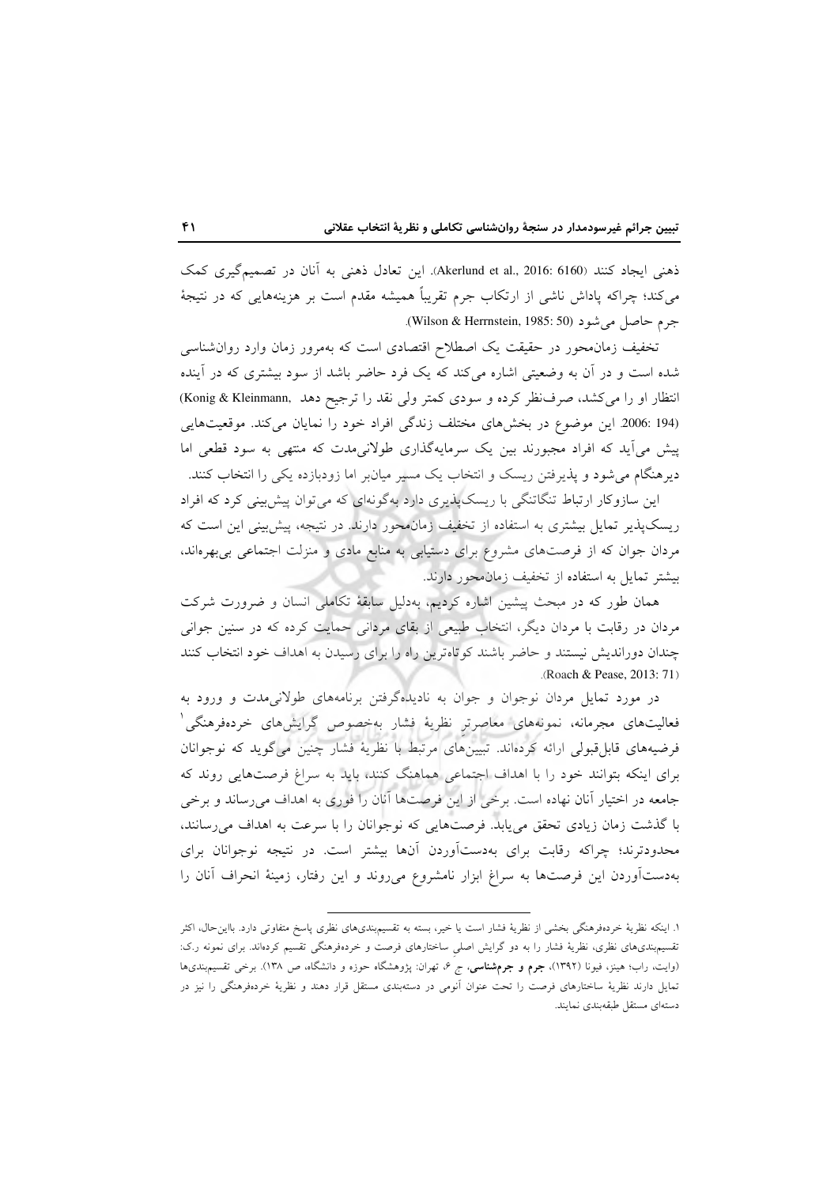ذهنی ایجاد کنند (Akerlund et al., 2016: 6160). این تعادل ذهنی به آنان در تصمیم‌گیری کمک می‌کند؛ چراکه پاداش ناشی از ارتکاب جرم تقریباً همیشه مقدم است بر هزینه‌هایی که در نتیجهٔ جرم حاصل می‌شود (Wilson & Herrnstein, 1985: 50).

تخفیف زمان‌محور در حقیقت یک اصطلاح اقتصادی است که به‌مرور زمان وارد روان‌شناسی شده است و در آن به وضعیتی اشاره می‌کند که یک فرد حاضر باشد از سود بیشتری که در آینده انتظار او را می‌کشد، صرف‌نظر کرده و سودی کمتر ولی نقد را ترجیح دهد (Konig & Kleinmann, 2006: 194). این موضوع در بخش‌های مختلف زندگی افراد خود را نمایان می‌کند. موقعیت‌هایی پیش می‌آید که افراد مجبورند بین یک سرمایه‌گذاری طولانی‌مدت که منتهی به سود قطعی اما دیرهنگام می‌شود و پذیرفتن ریسک و انتخاب یک مسیر میانبر اما زودبازده یکی را انتخاب کنند.

این سازوکار ارتباط تنگاتنگی با ریسک‌پذیری دارد به‌گونه‌ای که می‌توان پیش‌بینی کرد که افراد ریسک‌پذیر تمایل بیشتری به استفاده از تخفیف زمان‌محور دارند. در نتیجه، پیش‌بینی این است که مردان جوان که از فرصت‌های مشروع برای دستیابی به منابع مادی و منزلت اجتماعی بی‌بهره‌اند، بیشتر تمایل به استفاده از تخفیف زمان‌محور دارند.

همان طور که در مبحث پیشین اشاره کردیم، به‌دلیل سابقهٔ تکاملی انسان و ضرورت شرکت مردان در رقابت با مردان دیگر، انتخاب طبیعی از بقای مردانی حمایت کرده که در سنین جوانی چندان دوراندیش نیستند و حاضر باشند کوتاه‌ترین راه را برای رسیدن به اهداف خود انتخاب کنند (Roach & Pease, 2013: 71).

در مورد تمایل مردان نوجوان و جوان به نادیده‌گرفتن برنامه‌های طولانی‌مدت و ورود به فعالیت‌های مجرمانه، نمونه‌های معاصرتر نظریهٔ فشار به‌خصوص گرایش‌های خرده‌فرهنگی[1] فرضیه‌های قابل‌قبولی ارائه کرده‌اند. تبیین‌های مرتبط با نظریهٔ فشار چنین می‌گوید که نوجوانان برای اینکه بتوانند خود را با اهداف اجتماعی هماهنگ کنند، باید به سراغ فرصت‌هایی روند که جامعه در اختیار آنان نهاده است. برخی از این فرصت‌ها آنان را فوری به اهداف می‌رساند و برخی با گذشت زمان زیادی تحقق می‌یابد. فرصت‌هایی که نوجوانان را با سرعت به اهداف می‌رسانند، محدودترند؛ چراکه رقابت برای به‌دست‌آوردن آن‌ها بیشتر است. در نتیجه نوجوانان برای به‌دست‌آوردن این فرصت‌ها به سراغ ابزار نامشروع می‌روند و این رفتار، زمینهٔ انحراف آنان را

---

۱. اینکه نظریهٔ خرده‌فرهنگی بخشی از نظریهٔ فشار است یا خیر، بسته به تقسیم‌بندی‌های نظری پاسخ متفاوتی دارد. بااین‌حال، اکثر تقسیم‌بندی‌های نظری، نظریهٔ فشار را به دو گرایش اصلی ساختارهای فرصت و خرده‌فرهنگی تقسیم کرده‌اند. برای نمونه ر.ک: (وایت، راب؛ هینز، فیونا (۱۳۹۲)، **جرم و جرم‌شناسی**، ج ۶، تهران: پژوهشگاه حوزه و دانشگاه، ص ۱۳۸). برخی تقسیم‌بندی‌ها تمایل دارند نظریهٔ ساختارهای فرصت را تحت عنوان آنومی در دسته‌بندی مستقل قرار دهند و نظریهٔ خرده‌فرهنگی را نیز در دسته‌ای مستقل طبقه‌بندی نمایند.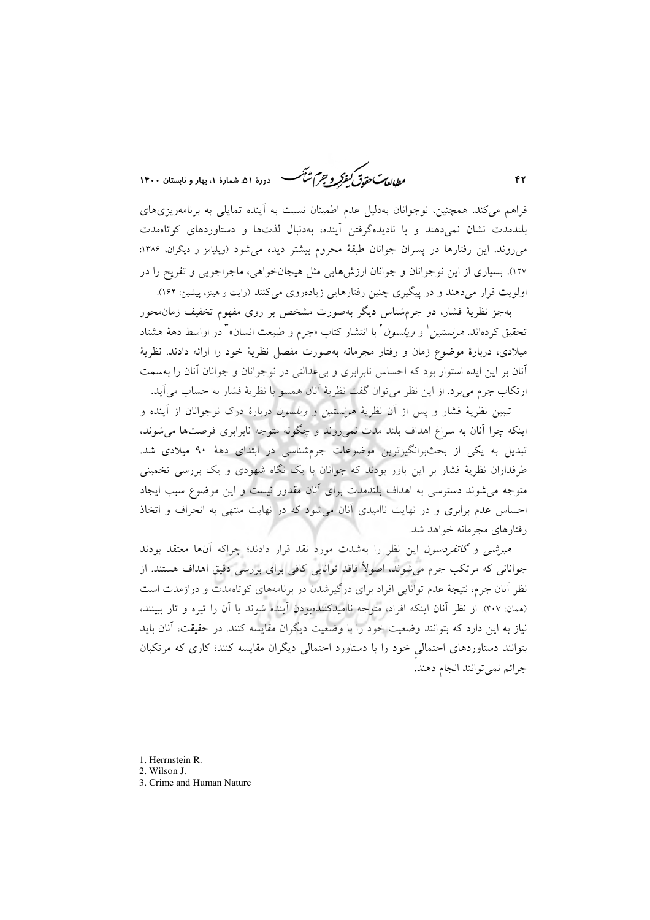فراهم می‌کند. همچنین، نوجوانان به‌دلیل عدم اطمینان نسبت به آینده تمایلی به برنامه‌ریزی‌های بلندمدت نشان نمی‌دهند و با نادیده‌گرفتن آینده، به‌دنبال لذت‌ها و دستاوردهای کوتاه‌مدت می‌روند. این رفتارها در پسران جوانان طبقهٔ محروم بیشتر دیده می‌شود (ویلیامز و دیگران، ۱۳۸۶: ۱۲۷). بسیاری از این نوجوانان و جوانان ارزش‌هایی مثل هیجان‌خواهی، ماجراجویی و تفریح را در اولویت قرار می‌دهند و در پیگیری چنین رفتارهایی زیاده‌روی می‌کنند (وایت و هینز، پیشین: ۱۶۲).

به‌جز نظریهٔ فشار، دو جرم‌شناس دیگر به‌صورت مشخص بر روی مفهوم تخفیف زمان‌محور تحقیق کرده‌اند. *هرنستین*[1] و *ویلسون*[2] با انتشار کتاب «جرم و طبیعت انسان»[3] در اواسط دههٔ هشتاد میلادی، دربارهٔ موضوع زمان و رفتار مجرمانه به‌صورت مفصل نظریهٔ خود را ارائه دادند. نظریهٔ آنان بر این ایده استوار بود که احساس نابرابری و بی‌عدالتی در نوجوانان و جوانان آنان را به‌سمت ارتکاب جرم می‌برد. از این نظر می‌توان گفت نظریهٔ آنان همسو با نظریهٔ فشار به حساب می‌آید.

تبیین نظریهٔ فشار و پس از آن نظریهٔ *هرنستین* و *ویلسون* دربارهٔ درک نوجوانان از آینده و اینکه چرا آنان به سراغ اهداف بلند مدت نمی‌روند و چگونه متوجه نابرابری فرصت‌ها می‌شوند، تبدیل به یکی از بحث‌برانگیزترین موضوعات جرم‌شناسی در ابتدای دههٔ ۹۰ میلادی شد. طرفداران نظریهٔ فشار بر این باور بودند که جوانان با یک نگاه شهودی و یک بررسی تخمینی متوجه می‌شوند دسترسی به اهداف بلندمدت برای آنان مقدور نیست و این موضوع سبب ایجاد احساس عدم برابری و در نهایت ناامیدی آنان می‌شود که در نهایت منتهی به انحراف و اتخاذ رفتارهای مجرمانه خواهد شد.

*هیرشی* و *گاتفردسون* این نظر را به‌شدت مورد نقد قرار دادند؛ چراکه آن‌ها معتقد بودند جوانانی که مرتکب جرم می‌شوند، اصولاً فاقد توانایی کافی برای بررسی دقیق اهداف هستند. از نظر آنان جرم، نتیجهٔ عدم توانایی افراد برای درگیرشدن در برنامه‌های کوتاه‌مدت و درازمدت است (همان: ۳۰۷). از نظر آنان اینکه افراد، متوجه ناامیدکننده‌بودن آینده شوند یا آن را تیره و تار ببینند، نیاز به این دارد که بتوانند وضعیت خود را با وضعیت دیگران مقایسه کنند. در حقیقت، آنان باید بتوانند دستاوردهای احتمالیِ خود را با دستاورد احتمالی دیگران مقایسه کنند؛ کاری که مرتکبان جرائم نمی‌توانند انجام دهند.

---

1. Herrnstein R.
2. Wilson J.
3. Crime and Human Nature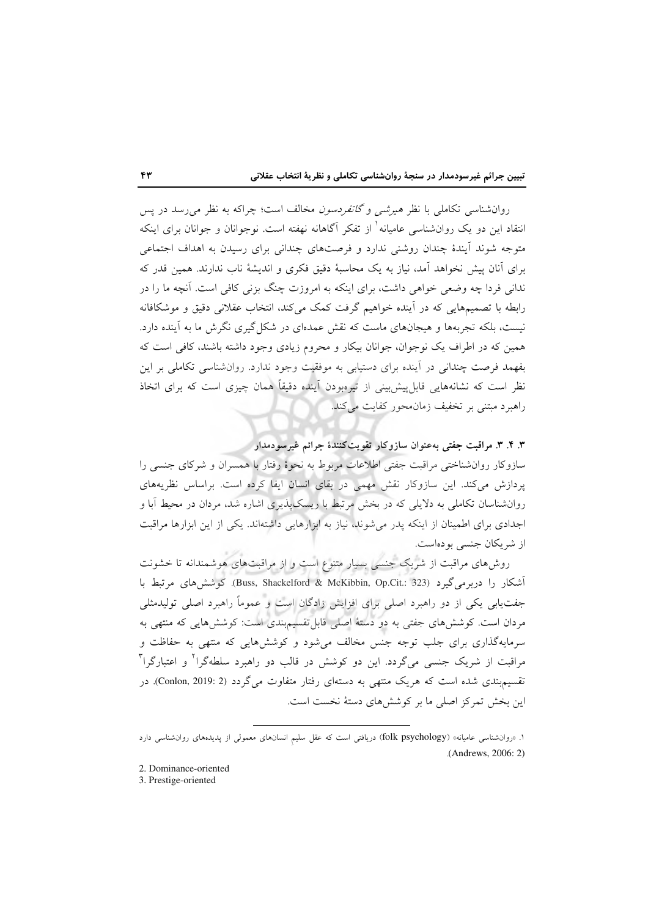روان‌شناسی تکاملی با نظر *هیرشی* و *گاتفردسون* مخالف است؛ چراکه به نظر می‌رسد در پس انتقاد این دو یک روان‌شناسی عامیانه[1] از تفکر آگاهانه نهفته است. نوجوانان و جوانان برای اینکه متوجه شوند آیندهٔ چندان روشنی ندارد و فرصت‌های چندانی برای رسیدن به اهداف اجتماعی برای آنان پیش نخواهد آمد، نیاز به یک محاسبهٔ دقیق فکری و اندیشهٔ ناب ندارند. همین قدر که ندانی فردا چه وضعی خواهی داشت، برای اینکه به امروزت چنگ بزنی کافی است. آنچه ما را در رابطه با تصمیم‌هایی که در آینده خواهیم گرفت کمک می‌کند، انتخاب عقلانی دقیق و موشکافانه نیست، بلکه تجربه‌ها و هیجان‌های ماست که نقش عمده‌ای در شکل‌گیری نگرش ما به آینده دارد. همین که در اطراف یک نوجوان، جوانان بیکار و محروم زیادی وجود داشته باشند، کافی است که بفهمد فرصت چندانی در آینده برای دستیابی به موفقیت وجود ندارد. روان‌شناسی تکاملی بر این نظر است که نشانه‌هایی قابل‌پیش‌بینی از تیره‌بودن آینده دقیقاً همان چیزی است که برای اتخاذ راهبرد مبتنی بر تخفیف زمان‌محور کفایت می‌کند.

### ۳. ۴. ۳. مراقبت جفتی به‌عنوان سازوکار تقویت‌کنندهٔ جرائم غیرسودمدار

سازوکار روان‌شناختی مراقبت جفتی اطلاعات مربوط به نحوهٔ رفتار با همسران و شرکای جنسی را پردازش می‌کند. این سازوکار نقش مهمی در بقای انسان ایفا کرده است. براساس نظریه‌های روان‌شناسان تکاملی به دلایلی که در بخش مرتبط با ریسک‌پذیری اشاره شد، مردان در محیط آبا و اجدادی برای اطمینان از اینکه پدر می‌شوند، نیاز به ابزارهایی داشته‌اند. یکی از این ابزارها مراقبت از شریکان جنسی بوده‌است.

روش‌های مراقبت از شریک جنسی بسیار متنوع است و از مراقبت‌های هوشمندانه تا خشونت آشکار را دربرمی‌گیرد (Buss, Shackelford & McKibbin, Op.Cit.: 323). کوشش‌های مرتبط با جفت‌یابی یکی از دو راهبرد اصلی برای افزایش زادگان است و عموماً راهبرد اصلی تولیدمثلی مردان است. کوشش‌های جفتی به دو دستهٔ اصلی قابل‌تقسیم‌بندی است: کوشش‌هایی که منتهی به سرمایه‌گذاری برای جلب توجه جنس مخالف می‌شود و کوشش‌هایی که منتهی به حفاظت و مراقبت از شریک جنسی می‌گردد. این دو کوشش در قالب دو راهبرد سلطه‌گرا[2] و اعتبارگرا[3] تقسیم‌بندی شده است که هریک منتهی به دسته‌ای رفتار متفاوت می‌گردد (Conlon, 2019: 2). در این بخش تمرکز اصلی ما بر کوشش‌های دستهٔ نخست است.

---

۱. «روان‌شناسی عامیانه» (folk psychology) دریافتی است که عقل سلیم انسان‌های معمولی از پدیده‌های روان‌شناسی دارد (Andrews, 2006: 2).

2. Dominance-oriented

3. Prestige-oriented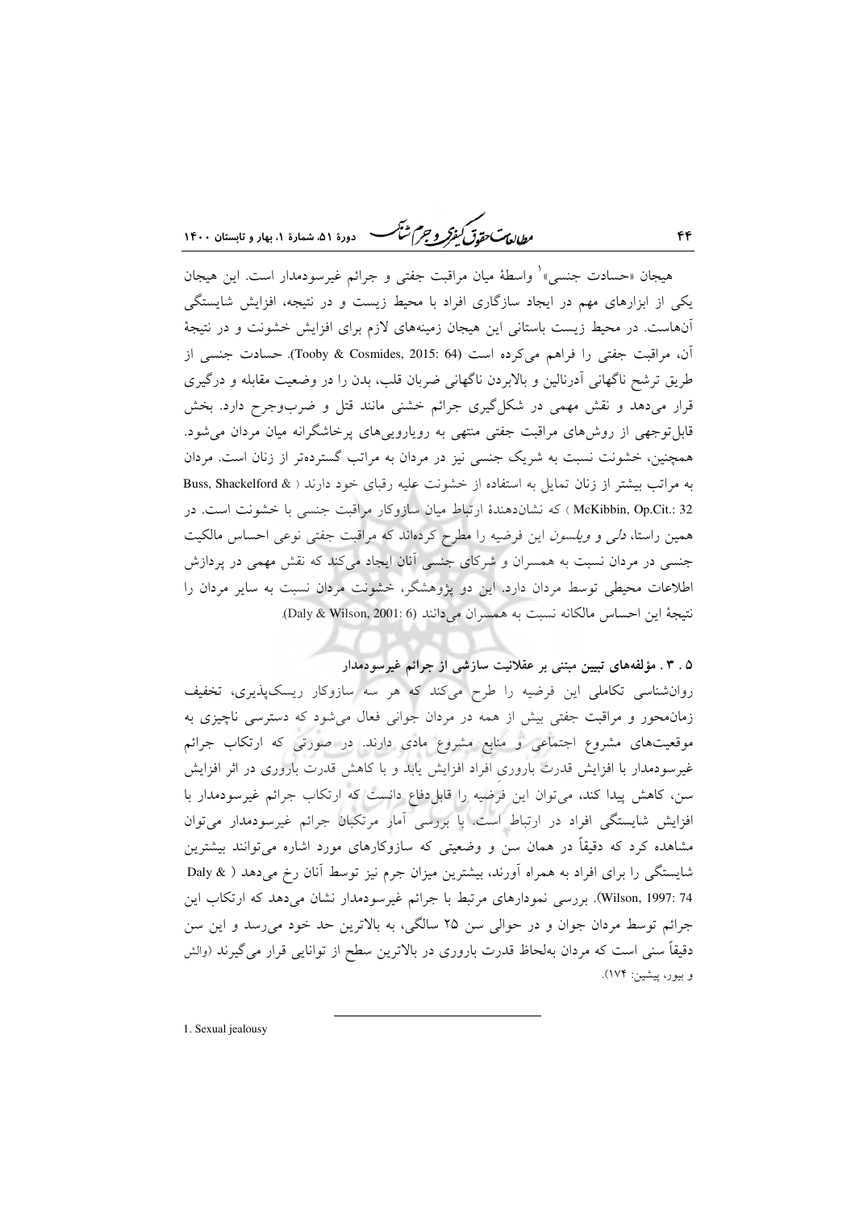هیجان «حسادت جنسی»[1] واسطهٔ میان مراقبت جفتی و جرائم غیرسودمدار است. این هیجان یکی از ابزارهای مهم در ایجاد سازگاری افراد با محیط زیست و در نتیجه، افزایش شایستگی آن‌هاست. در محیط زیست باستانی این هیجان زمینه‌های لازم برای افزایش خشونت و در نتیجهٔ آن، مراقبت جفتی را فراهم می‌کرده است (Tooby & Cosmides, 2015: 64). حسادت جنسی از طریق ترشح ناگهانی آدرنالین و بالابردن ناگهانی ضربان قلب، بدن را در وضعیت مقابله و درگیری قرار می‌دهد و نقش مهمی در شکل‌گیری جرائم خشنی مانند قتل و ضرب‌وجرح دارد. بخش قابل‌توجهی از روش‌های مراقبت جفتی منتهی به رویارویی‌های پرخاشگرانه میان مردان می‌شود. همچنین، خشونت نسبت به شریک جنسی نیز در مردان به مراتب گسترده‌تر از زنان است. مردان به مراتب بیشتر از زنان تمایل به استفاده از خشونت علیه رقبای خود دارند ( Buss, Shackelford & McKibbin, Op.Cit.: 32 ) که نشان‌دهندهٔ ارتباط میان سازوکار مراقبت جنسی با خشونت است. در همین راستا، *دلی و ویلسون* این فرضیه را مطرح کرده‌اند که مراقبت جفتی نوعی احساس مالکیت جنسی در مردان نسبت به همسران و شرکای جنسی آنان ایجاد می‌کند که نقش مهمی در پردازش اطلاعات محیطی توسط مردان دارد. این دو پژوهشگر، خشونت مردان نسبت به سایر مردان را نتیجهٔ این احساس مالکانه نسبت به همسران می‌دانند (Daly & Wilson, 2001: 6).

### ۵ . ۳ . مؤلفه‌های تبیین مبتنی بر عقلانیت سازشی از جرائم غیرسودمدار

روان‌شناسی تکاملی این فرضیه را طرح می‌کند که هر سه سازوکار ریسک‌پذیری، تخفیف زمان‌محور و مراقبت جفتی بیش از همه در مردان جوانی فعال می‌شود که دسترسی ناچیزی به موقعیت‌های مشروع اجتماعی و منابع مشروع مادی دارند. در صورتی که ارتکاب جرائم غیرسودمدار با افزایش قدرت باروری افراد افزایش یابد و با کاهش قدرت باروری در اثر افزایش سن، کاهش پیدا کند، می‌توان این فرضیه را قابل‌دفاع دانست که ارتکاب جرائم غیرسودمدار با افزایش شایستگی افراد در ارتباط است. با بررسی آمار مرتکبان جرائم غیرسودمدار می‌توان مشاهده کرد که دقیقاً در همان سن و وضعیتی که سازوکارهای مورد اشاره می‌توانند بیشترین شایستگی را برای افراد به همراه آورند، بیشترین میزان جرم نیز توسط آنان رخ می‌دهد ( Daly & Wilson, 1997: 74). بررسی نمودارهای مرتبط با جرائم غیرسودمدار نشان می‌دهد که ارتکاب این جرائم توسط مردان جوان و در حوالی سن ۲۵ سالگی، به بالاترین حد خود می‌رسد و این سن دقیقاً سنی است که مردان به‌لحاظ قدرت باروری در بالاترین سطح از توانایی قرار می‌گیرند (والش و بیور، پیشین: ۱۷۴).

---

1. Sexual jealousy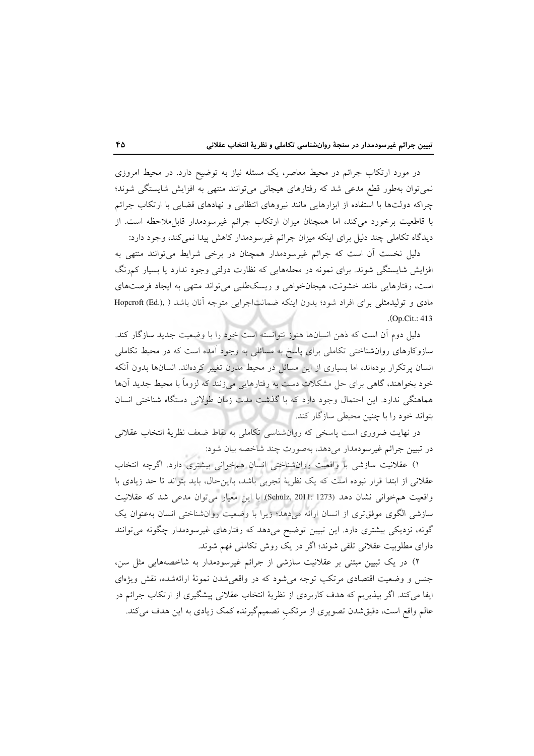در مورد ارتکاب جرائم در محیط معاصر، یک مسئله نیاز به توضیح دارد. در محیط امروزی نمی‌توان به‌طور قطع مدعی شد که رفتارهای هیجانی می‌توانند منتهی به افزایش شایستگی شوند؛ چراکه دولت‌ها با استفاده از ابزارهایی مانند نیروهای انتظامی و نهادهای قضایی با ارتکاب جرائم با قاطعیت برخورد می‌کند، اما همچنان میزان ارتکاب جرائم غیرسودمدار قابل‌ملاحظه است. از دیدگاه تکاملی چند دلیل برای اینکه میزان جرائم غیرسودمدار کاهش پیدا نمی‌کند، وجود دارد:

دلیل نخست آن است که جرائم غیرسودمدار همچنان در برخی شرایط می‌توانند منتهی به افزایش شایستگی شوند. برای نمونه در محله‌هایی که نظارت دولتی وجود ندارد یا بسیار کم‌رنگ است، رفتارهایی مانند خشونت، هیجان‌خواهی و ریسک‌طلبی می‌تواند منتهی به ایجاد فرصت‌های مادی و تولیدمثلی برای افراد شود؛ بدون اینکه ضمانت‌اجرایی متوجه آنان باشد (Hopcroft (Ed.), Op.Cit.: 413).

دلیل دوم آن است که ذهن انسان‌ها هنوز نتوانسته است خود را با وضعیت جدید سازگار کند. سازوکارهای روان‌شناختی تکاملی برای پاسخ به مسائلی به وجود آمده است که در محیط تکاملی انسان پرتکرار بوده‌اند، اما بسیاری از این مسائل در محیط مدرن تغییر کرده‌اند. انسان‌ها بدون آنکه خود بخواهند، گاهی برای حل مشکلات دست به رفتارهایی می‌زنند که لزوماً با محیط جدید آن‌ها هماهنگی ندارد. این احتمال وجود دارد که با گذشت مدت زمان طولانی دستگاه شناختی انسان بتواند خود را با چنین محیطی سازگار کند.

در نهایت ضروری است پاسخی که روان‌شناسی تکاملی به نقاط ضعف نظریهٔ انتخاب عقلانی در تبیین جرائم غیرسودمدار می‌دهد، به‌صورت چند شاخصه بیان شود:

۱) عقلانیت سازشی با واقعیت روان‌شناختی انسان هم‌خوانی بیشتری دارد. اگرچه انتخاب عقلانی از ابتدا قرار نبوده است که یک نظریهٔ تجربی باشد، بااین‌حال، باید بتواند تا حد زیادی با واقعیت هم‌خوانی نشان دهد (Schulz, 2011: 1273). با این معیار می‌توان مدعی شد که عقلانیت سازشی الگوی موفق‌تری از انسان ارائه می‌دهد؛ زیرا با وضعیت روان‌شناختی انسان به‌عنوان یک گونه، نزدیکی بیشتری دارد. این تبیین توضیح می‌دهد که رفتارهای غیرسودمدار چگونه می‌توانند دارای مطلوبیت عقلانی تلقی شوند؛ اگر در یک روش تکاملی فهم شوند.

۲) در یک تبیین مبتنی بر عقلانیت سازشی از جرائم غیرسودمدار به شاخصه‌هایی مثل سن، جنس و وضعیت اقتصادی مرتکب توجه می‌شود که در واقعی‌شدن نمونهٔ ارائه‌شده، نقش ویژه‌ای ایفا می‌کند. اگر بپذیریم که هدف کاربردی از نظریهٔ انتخاب عقلانی پیشگیری از ارتکاب جرائم در عالم واقع است، دقیق‌شدن تصویری از مرتکبِ تصمیم‌گیرنده کمک زیادی به این هدف می‌کند.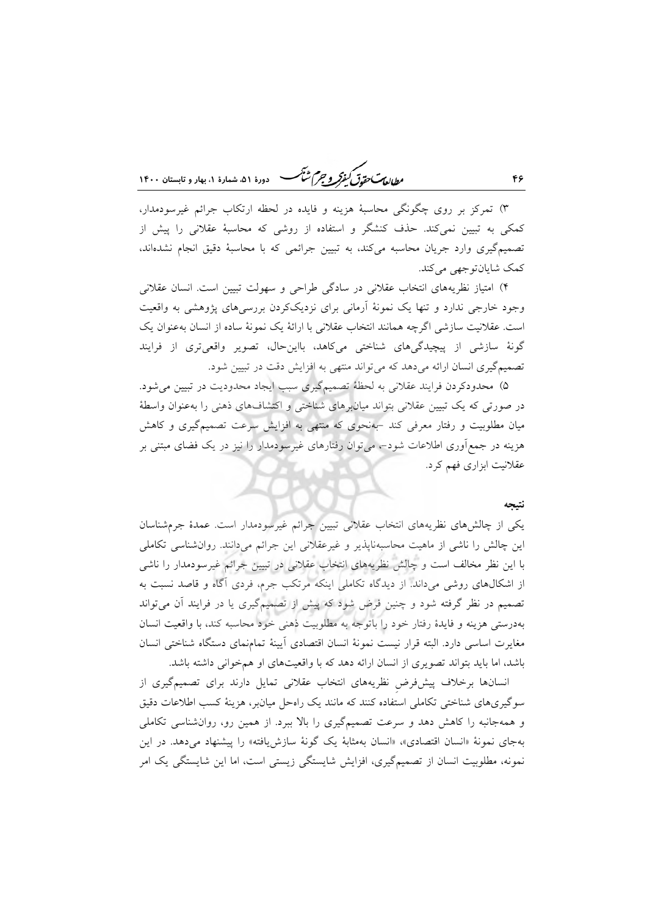۳) تمرکز بر روی چگونگی محاسبهٔ هزینه و فایده در لحظه ارتکاب جرائم غیرسودمدار، کمکی به تبیین نمی‌کند. حذف کنشگر و استفاده از روشی که محاسبهٔ عقلانی را پیش از تصمیم‌گیری وارد جریان محاسبه می‌کند، به تبیین جرائمی که با محاسبهٔ دقیق انجام نشده‌اند، کمک شایان‌توجهی می‌کند.

۴) امتیاز نظریه‌های انتخاب عقلانی در سادگی طراحی و سهولت تبیین است. انسان عقلانی وجود خارجی ندارد و تنها یک نمونهٔ آرمانی برای نزدیک‌کردن بررسی‌های پژوهشی به واقعیت است. عقلانیت سازشی اگرچه همانند انتخاب عقلانی با ارائهٔ یک نمونهٔ ساده از انسان به‌عنوان یک گونهٔ سازشی از پیچیدگی‌های شناختی می‌کاهد، بااین‌حال، تصویر واقعی‌تری از فرایند تصمیم‌گیری انسان ارائه می‌دهد که می‌تواند منتهی به افزایش دقت در تبیین شود.

۵) محدودکردن فرایند عقلانی به لحظهٔ تصمیم‌گیری سبب ایجاد محدودیت در تبیین می‌شود. در صورتی که یک تبیین عقلانی بتواند میان‌برهای شناختی و اکتشاف‌های ذهنی را به‌عنوان واسطهٔ میان مطلوبیت و رفتار معرفی کند -به‌نحوی که منتهی به افزایش سرعت تصمیم‌گیری و کاهش هزینه در جمع‌آوری اطلاعات شود-، می‌توان رفتارهای غیرسودمدار را نیز در یک فضای مبتنی بر عقلانیت ابزاری فهم کرد.

## نتیجه

یکی از چالش‌های نظریه‌های انتخاب عقلانی تبیین جرائم غیرسودمدار است. عمدهٔ جرم‌شناسان این چالش را ناشی از ماهیت محاسبه‌ناپذیر و غیرعقلانی این جرائم می‌دانند. روان‌شناسی تکاملی با این نظر مخالف است و چالش نظریه‌های انتخاب عقلانی در تبیین جرائم غیرسودمدار را ناشی از اشکال‌های روشی می‌داند. از دیدگاه تکاملی اینکه مرتکب جرم، فردی آگاه و قاصد نسبت به تصمیم در نظر گرفته شود و چنین فرض شود که پیش از تصمیم‌گیری یا در فرایند آن می‌تواند به‌درستی هزینه و فایدهٔ رفتار خود را باتوجه به مطلوبیت ذهنی خود محاسبه کند، با واقعیت انسان مغایرت اساسی دارد. البته قرار نیست نمونهٔ انسان اقتصادی آیینهٔ تمام‌نمای دستگاه شناختی انسان باشد، اما باید بتواند تصویری از انسان ارائه دهد که با واقعیت‌های او هم‌خوانی داشته باشد.

انسان‌ها برخلاف پیش‌فرض نظریه‌های انتخاب عقلانی تمایل دارند برای تصمیم‌گیری از سوگیری‌های شناختی تکاملی استفاده کنند که مانند یک راه‌حل میان‌بر، هزینهٔ کسب اطلاعات دقیق و همه‌جانبه را کاهش دهد و سرعت تصمیم‌گیری را بالا ببرد. از همین رو، روان‌شناسی تکاملی به‌جای نمونهٔ «انسان اقتصادی»، «انسان به‌مثابهٔ یک گونهٔ سازش‌یافته» را پیشنهاد می‌دهد. در این نمونه، مطلوبیت انسان از تصمیم‌گیری، افزایش شایستگی زیستی است، اما این شایستگی یک امر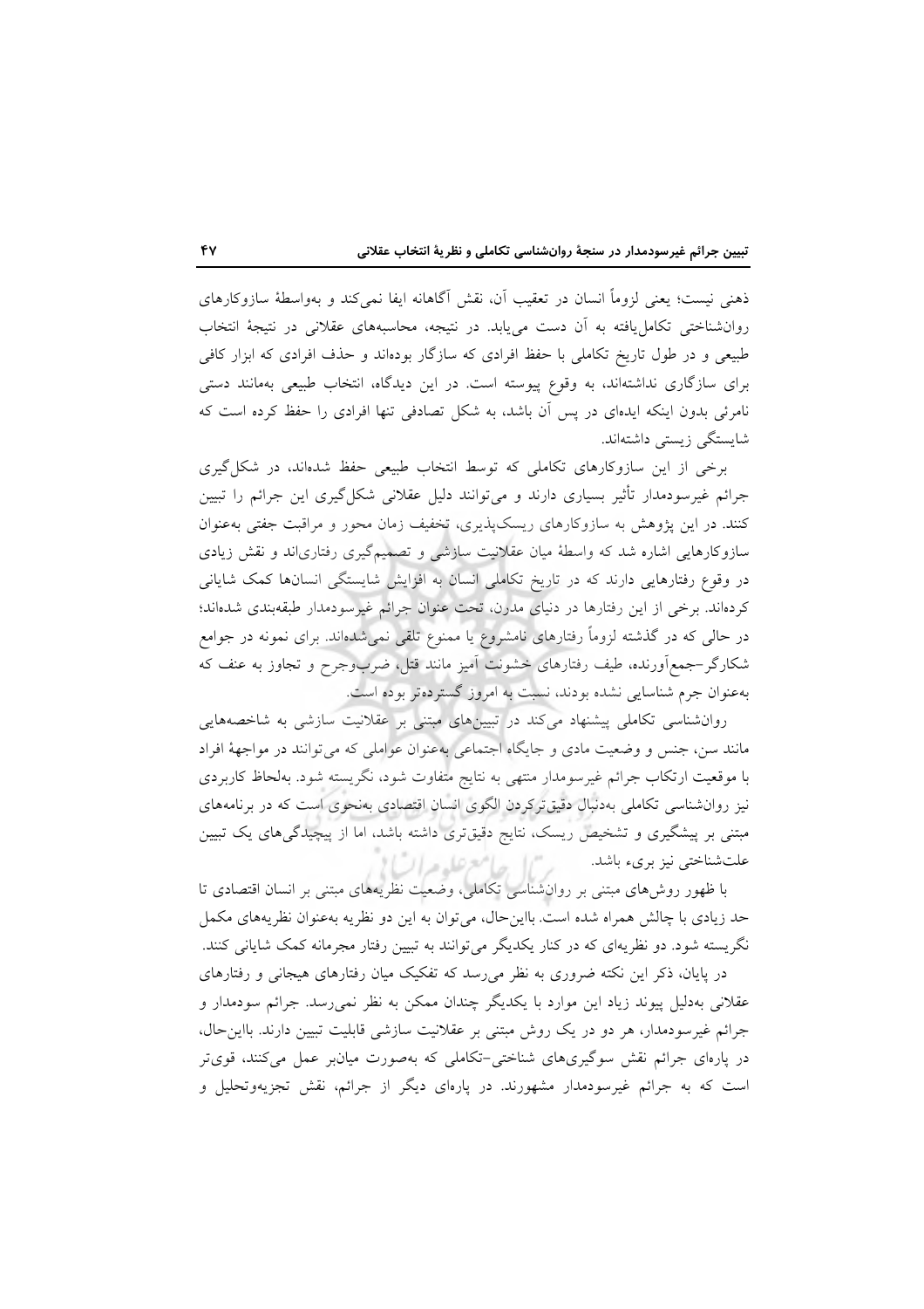ذهنی نیست؛ یعنی لزوماً انسان در تعقیب آن، نقش آگاهانه ایفا نمی‌کند و به‌واسطهٔ سازوکارهای روان‌شناختی تکامل‌یافته به آن دست می‌یابد. در نتیجه، محاسبه‌های عقلانی در نتیجهٔ انتخاب طبیعی و در طول تاریخ تکاملی با حفظ افرادی که سازگار بوده‌اند و حذف افرادی که ابزار کافی برای سازگاری نداشته‌اند، به وقوع پیوسته است. در این دیدگاه، انتخاب طبیعی به‌مانند دستی نامرئی بدون اینکه ایده‌ای در پس آن باشد، به شکل تصادفی تنها افرادی را حفظ کرده است که شایستگی زیستی داشته‌اند.

برخی از این سازوکارهای تکاملی که توسط انتخاب طبیعی حفظ شده‌اند، در شکل‌گیری جرائم غیرسودمدار تأثیر بسیاری دارند و می‌توانند دلیل عقلانی شکل‌گیری این جرائم را تبیین کنند. در این پژوهش به سازوکارهای ریسک‌پذیری، تخفیف زمان محور و مراقبت جفتی به‌عنوان سازوکارهایی اشاره شد که واسطهٔ میان عقلانیت سازشی و تصمیم‌گیری رفتاری‌اند و نقش زیادی در وقوع رفتارهایی دارند که در تاریخ تکاملی انسان به افزایش شایستگی انسان‌ها کمک شایانی کرده‌اند. برخی از این رفتارها در دنیای مدرن، تحت عنوان جرائم غیرسودمدار طبقه‌بندی شده‌اند؛ در حالی که در گذشته لزوماً رفتارهای نامشروع یا ممنوع تلقی نمی‌شده‌اند. برای نمونه در جوامع شکارگر-جمع‌آورنده، طیف رفتارهای خشونت آمیز مانند قتل، ضرب‌وجرح و تجاوز به عنف که به‌عنوان جرم شناسایی نشده بودند، نسبت به امروز گسترده‌تر بوده است.

روان‌شناسی تکاملی پیشنهاد می‌کند در تبیین‌های مبتنی بر عقلانیت سازشی به شاخصه‌هایی مانند سن، جنس و وضعیت مادی و جایگاه اجتماعی به‌عنوان عواملی که می‌توانند در مواجههٔ افراد با موقعیت ارتکاب جرائم غیرسومدار منتهی به نتایج متفاوت شود، نگریسته شود. به‌لحاظ کاربردی نیز روان‌شناسی تکاملی به‌دنبال دقیق‌ترکردن الگوی انسان اقتصادی به‌نحوی است که در برنامه‌های مبتنی بر پیشگیری و تشخیص ریسک، نتایج دقیق‌تری داشته باشد، اما از پیچیدگی‌های یک تبیین علت‌شناختی نیز بریء باشد.

با ظهور روش‌های مبتنی بر روان‌شناسی تکاملی، وضعیت نظریه‌های مبتنی بر انسان اقتصادی تا حد زیادی با چالش همراه شده است. بااین‌حال، می‌توان به این دو نظریه به‌عنوان نظریه‌های مکمل نگریسته شود. دو نظریه‌ای که در کنار یکدیگر می‌توانند به تبیین رفتار مجرمانه کمک شایانی کنند.

در پایان، ذکر این نکته ضروری به نظر می‌رسد که تفکیک میان رفتارهای هیجانی و رفتارهای عقلانی به‌دلیل پیوند زیاد این موارد با یکدیگر چندان ممکن به نظر نمی‌رسد. جرائم سودمدار و جرائم غیرسودمدار، هر دو در یک روش مبتنی بر عقلانیت سازشی قابلیت تبیین دارند. بااین‌حال، در پاره‌ای جرائم نقش سوگیری‌های شناختی-تکاملی که به‌صورت میانبر عمل می‌کنند، قوی‌تر است که به جرائم غیرسودمدار مشهورند. در پاره‌ای دیگر از جرائم، نقش تجزیه‌وتحلیل و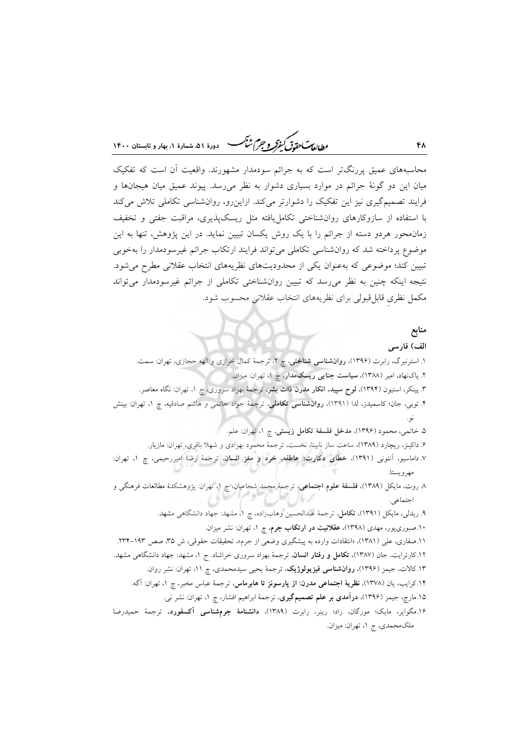محاسبه‌های عمیق پررنگ‌تر است که به جرائم سودمدار مشهورند. واقعیت آن است که تفکیک میان این دو گونهٔ جرائم در موارد بسیاری دشوار به نظر می‌رسد. پیوند عمیق میان هیجان‌ها و فرایند تصمیم‌گیری نیز این تفکیک را دشوارتر می‌کند. ازاین‌رو، روان‌شناسی تکاملی تلاش می‌کند با استفاده از سازوکارهای روان‌شناختی تکامل‌یافته مثل ریسک‌پذیری، مراقبت جفتی و تخفیف زمان‌محور هردو دسته از جرائم را با یک روش یکسان تبیین نماید. در این پژوهش، تنها به این موضوع پرداخته شد که روان‌شناسی تکاملی می‌تواند فرایند ارتکاب جرائم غیرسودمدار را به‌خوبی تبیین کند؛ موضوعی که به‌عنوان یکی از محدودیت‌های نظریه‌های انتخاب عقلانی مطرح می‌شود. نتیجه اینکه چنین به نظر می‌رسد که تبیین روان‌شناختی تکاملی از جرائم غیرسودمدار می‌تواند مکمل نظری قابل‌قبولی برای نظریه‌های انتخاب عقلانی محسوب شود.

## منابع

### الف) فارسی

۱. استرنبرگ، رابرت (۱۳۹۶)، **روان‌شناسی شناختی**، چ ۲، ترجمهٔ کمال خرازی و الهه حجازی، تهران: سمت.

۲. پاک‌نهاد، امیر (۱۳۸۸)، **سیاست جنایی ریسک‌مدار**، چ ۱، تهران: میزان.

۳. پینکر، استیون (۱۳۹۴)، **لوح سپید، انکار مدرن ذات بشر**، ترجمهٔ بهزاد سروری، چ ۱، تهران: نگاه معاصر.

۴. توبی، جان؛ کاسمیدز، لدا (۱۳۹۱)، **روان‌شناسی تکاملی**، ترجمهٔ جواد حاتمی و هاشم صادقیه، چ ۱، تهران: بینش نو.

۵. خاتمی، محمود (۱۳۹۶)، **مدخل فلسفهٔ تکامل زیستی**، چ ۱، تهران: علم.

۶. داکینز، ریچارد (۱۳۸۹)، ساعت ساز نابینا، نخست، ترجمهٔ محمود بهزادی و شهلا باقری، تهران: مازیار.

۷. داماسیو، آنتونی (۱۳۹۱)، **خطای دکارت؛ عاطفه، خرد و مغز انسان**، ترجمهٔ رضا امیررحیمی، چ ۱، تهران: مهرویستا.

۸. روت، مایکل (۱۳۸۹)، **فلسفهٔ علوم اجتماعی**، ترجمهٔ محمد شجاعیان، چ ۱، تهران: پژوهشکدهٔ مطالعات فرهنگی و اجتماعی.

۹. ریدلی، مایکل (۱۳۹۱)، **تکامل**، ترجمهٔ عبدالحسین وهاب‌زاده، چ ۱، مشهد: جهاد دانشگاهی مشهد.

۱۰. صبوری‌پور، مهدی (۱۳۹۸)، **عقلانیت در ارتکاب جرم**، چ ۱، تهران: نشر میزان.

۱۱. صفاری، علی (۱۳۸۱)، «انتقادات وارده به پیشگیری وضعی از جرم»، تحقیقات حقوقی، ش ۳۵، صص ۱۹۳-۲۳۴.

۱۲. کارترایت، جان (۱۳۸۷)، **تکامل و رفتار انسان**، ترجمهٔ بهزاد سروری خراشاد. چ ۱، مشهد: جهاد دانشگاهی مشهد.

۱۳. کالات، جیمز (۱۳۹۶)، **روان‌شناسی فیزیولوژیک**، ترجمهٔ یحیی سیدمحمدی، چ ۱۱، تهران: نشر روان.

۱۴. کرایب، یان (۱۳۷۸)، **نظریهٔ اجتماعی مدرن: از پارسونز تا هابرماس**، ترجمهٔ عباس مخبر، چ ۱، تهران: آگه.

۱۵. مارچ، جیمز (۱۳۹۶)، **درآمدی بر علم تصمیم‌گیری**، ترجمهٔ ابراهیم افشار، چ ۱، تهران: نشر نی.

۱۶. مگوایر، مایک؛ مورگان، راد؛ رینر، رابرت (۱۳۸۹)، **دانشنامهٔ جرم‌شناسی آکسفورد**، ترجمهٔ حمیدرضا ملک‌محمدی، چ ۱، تهران: میزان.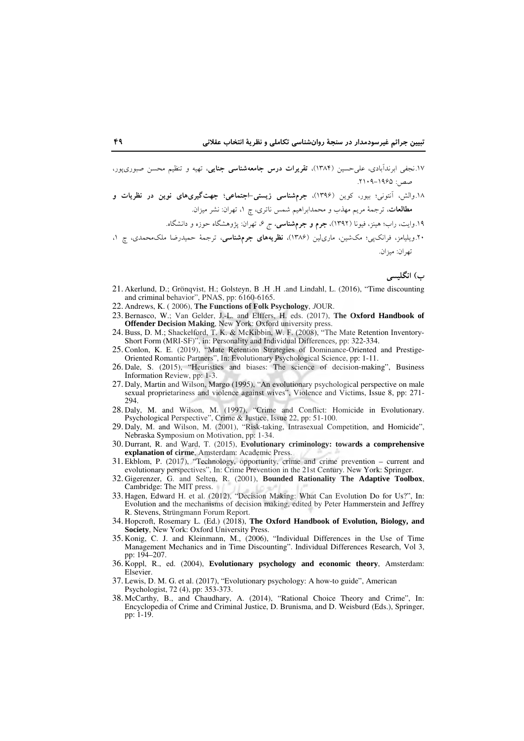۱۷.نجفی ابرندآبادی، علی‌حسین (۱۳۸۴)، **تقریرات درس جامعه‌شناسی جنایی**، تهیه و تنظیم محسن صبوری‌پور، صص: ۱۹۶۵–۲۱۰۹.

۱۸.والش، آنتونی؛ بیور، کوین (۱۳۹۶)، **جرم‌شناسی زیستی-اجتماعی؛ جهت‌گیری‌های نوین در نظریات و مطالعات**، ترجمهٔ مریم مهذب و محمدابراهیم شمس ناتری، چ ۱، تهران: نشر میزان.

۱۹.وایت، راب؛ هینز، فیونا (۱۳۹۲)، **جرم و جرم‌شناسی**، ج ۶، تهران: پژوهشگاه حوزه و دانشگاه.

۲۰.ویلیامز، فرانک‌پی؛ مک‌شین، ماری‌لین (۱۳۸۶)، **نظریه‌های جرم‌شناسی**، ترجمهٔ حمیدرضا ملک‌محمدی، چ ۱، تهران: میزان.

### ب) انگلیسی

21. Akerlund, D.; Grönqvist, H.; Golsteyn, B .H .H .and Lindahl, L. (2016), "Time discounting and criminal behavior", PNAS, pp: 6160-6165.
22. Andrews, K. ( 2006), **The Functions of Folk Psychology**, JOUR.
23. Bernasco, W.; Van Gelder, J.-L. and Elffers, H. eds. (2017), **The Oxford Handbook of Offender Decision Making**, New York: Oxford university press.
24. Buss, D. M.; Shackelford, T. K. & McKibbin, W. F. (2008), "The Mate Retention Inventory-Short Form (MRI-SF)", in: Personality and Individual Differences, pp: 322-334.
25. Conlon, K. E. (2019), "Mate Retention Strategies of Dominance-Oriented and Prestige-Oriented Romantic Partners", In: Evolutionary Psychological Science, pp: 1-11.
26. Dale, S. (2015), "Heuristics and biases: The science of decision-making", Business Information Review, pp: 1-3.
27. Daly, Martin and Wilson, Margo (1995), "An evolutionary psychological perspective on male sexual proprietariness and violence against wives", Violence and Victims, Issue 8, pp: 271-294.
28. Daly, M. and Wilson, M. (1997), "Crime and Conflict: Homicide in Evolutionary. Psychological Perspective", Crime & Justice, Issue 22, pp: 51-100.
29. Daly, M. and Wilson, M. (2001), "Risk-taking, Intrasexual Competition, and Homicide", Nebraska Symposium on Motivation, pp: 1-34.
30. Durrant, R. and Ward, T. (2015), **Evolutionary criminology: towards a comprehensive explanation of cirme**, Amsterdam: Academic Press.
31. Ekblom, P. (2017), "Technology, opportunity, crime and crime prevention – current and evolutionary perspectives", In: Crime Prevention in the 21st Century. New York: Springer.
32. Gigerenzer, G. and Selten, R. (2001), **Bounded Rationality The Adaptive Toolbox**, Cambridge: The MIT press.
33. Hagen, Edward H. et al. (2012), "Decision Making: What Can Evolution Do for Us?", In: Evolution and the mechanisms of decision making, edited by Peter Hammerstein and Jeffrey R. Stevens, Strüngmann Forum Report.
34. Hopcroft, Rosemary L. (Ed.) (2018), **The Oxford Handbook of Evolution, Biology, and Society**, New York: Oxford University Press.
35. Konig, C. J. and Kleinmann, M., (2006), "Individual Differences in the Use of Time Management Mechanics and in Time Discounting". Individual Differences Research, Vol 3, pp: 194–207.
36. Koppl, R., ed. (2004), **Evolutionary psychology and economic theory**, Amsterdam: Elsevier.
37. Lewis, D. M. G. et al. (2017), "Evolutionary psychology: A how-to guide", American Psychologist, 72 (4), pp: 353-373.
38. McCarthy, B., and Chaudhary, A. (2014), "Rational Choice Theory and Crime", In: Encyclopedia of Crime and Criminal Justice, D. Brunisma, and D. Weisburd (Eds.), Springer, pp: 1-19.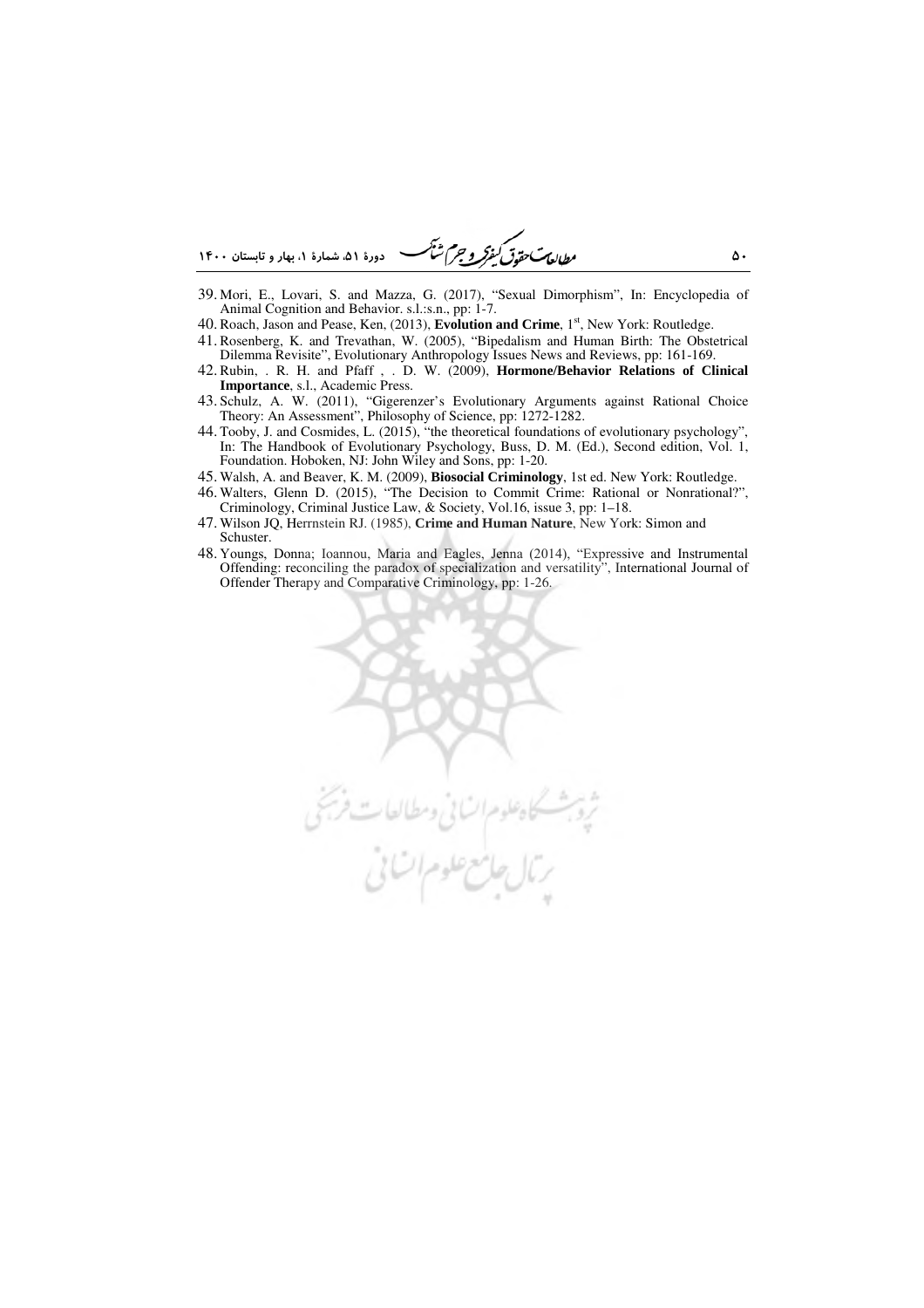39. Mori, E., Lovari, S. and Mazza, G. (2017), "Sexual Dimorphism", In: Encyclopedia of Animal Cognition and Behavior. s.l.:s.n., pp: 1-7.
40. Roach, Jason and Pease, Ken, (2013), **Evolution and Crime**, 1st, New York: Routledge.
41. Rosenberg, K. and Trevathan, W. (2005), "Bipedalism and Human Birth: The Obstetrical Dilemma Revisite", Evolutionary Anthropology Issues News and Reviews, pp: 161-169.
42. Rubin, . R. H. and Pfaff , . D. W. (2009), **Hormone/Behavior Relations of Clinical Importance**, s.l., Academic Press.
43. Schulz, A. W. (2011), "Gigerenzer's Evolutionary Arguments against Rational Choice Theory: An Assessment", Philosophy of Science, pp: 1272-1282.
44. Tooby, J. and Cosmides, L. (2015), "the theoretical foundations of evolutionary psychology", In: The Handbook of Evolutionary Psychology, Buss, D. M. (Ed.), Second edition, Vol. 1, Foundation. Hoboken, NJ: John Wiley and Sons, pp: 1-20.
45. Walsh, A. and Beaver, K. M. (2009), **Biosocial Criminology**, 1st ed. New York: Routledge.
46. Walters, Glenn D. (2015), "The Decision to Commit Crime: Rational or Nonrational?", Criminology, Criminal Justice Law, & Society, Vol.16, issue 3, pp: 1–18.
47. Wilson JQ, Herrnstein RJ. (1985), **Crime and Human Nature**, New York: Simon and Schuster.
48. Youngs, Donna; Ioannou, Maria and Eagles, Jenna (2014), "Expressive and Instrumental Offending: reconciling the paradox of specialization and versatility", International Journal of Offender Therapy and Comparative Criminology, pp: 1-26.